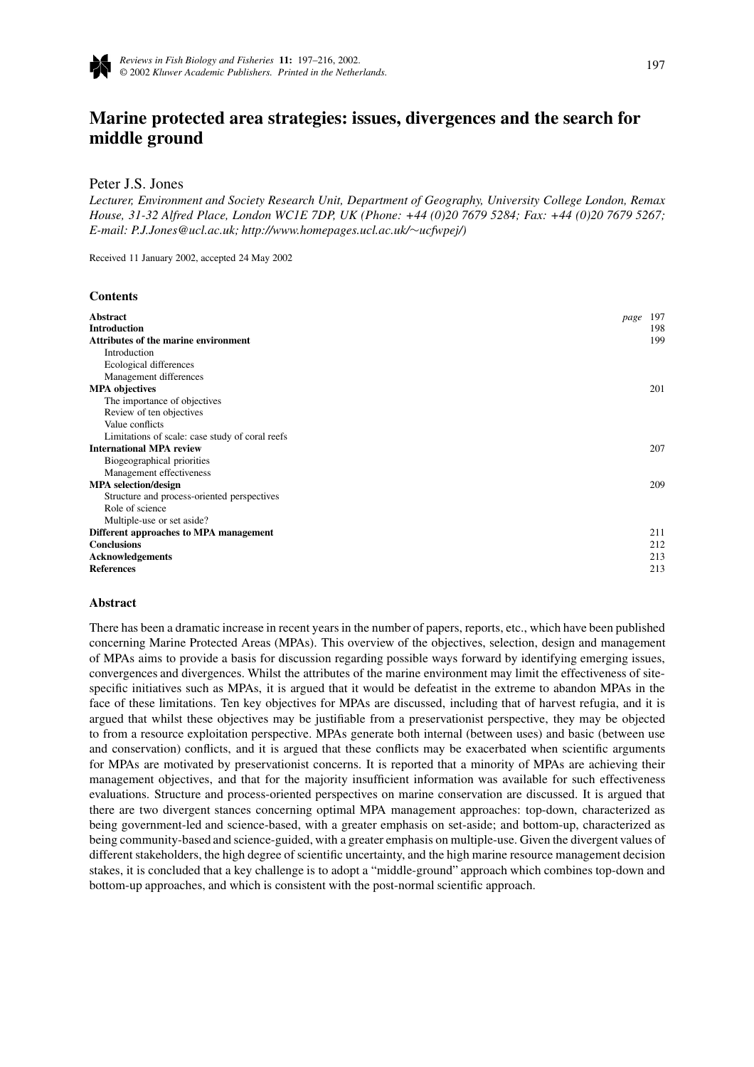# Marine protected area strategies: issues, divergences and the search for middle ground

Peter J.S. Jones

*Lecturer, Environment and Society Research Unit, Department of Geography, University College London, Remax House, 31-32 Alfred Place, London WC1E 7DP, UK (Phone: +44 (0)20 7679 5284; Fax: +44 (0)20 7679 5267; E-mail: P.J.Jones@ucl.ac.uk; http://www.homepages.ucl.ac.uk/~ucfwpej/)*

Received 11 January 2002, accepted 24 May 2002

## Contents

| | |
|---|---|
| **Abstract** | *page* 197 |
| **Introduction** | 198 |
| **Attributes of the marine environment** | 199 |
| Introduction | |
| Ecological differences | |
| Management differences | |
| **MPA objectives** | 201 |
| The importance of objectives | |
| Review of ten objectives | |
| Value conflicts | |
| Limitations of scale: case study of coral reefs | |
| **International MPA review** | 207 |
| Biogeographical priorities | |
| Management effectiveness | |
| **MPA selection/design** | 209 |
| Structure and process-oriented perspectives | |
| Role of science | |
| Multiple-use or set aside? | |
| **Different approaches to MPA management** | 211 |
| **Conclusions** | 212 |
| **Acknowledgements** | 213 |
| **References** | 213 |

## Abstract

There has been a dramatic increase in recent years in the number of papers, reports, etc., which have been published concerning Marine Protected Areas (MPAs). This overview of the objectives, selection, design and management of MPAs aims to provide a basis for discussion regarding possible ways forward by identifying emerging issues, convergences and divergences. Whilst the attributes of the marine environment may limit the effectiveness of site-specific initiatives such as MPAs, it is argued that it would be defeatist in the extreme to abandon MPAs in the face of these limitations. Ten key objectives for MPAs are discussed, including that of harvest refugia, and it is argued that whilst these objectives may be justifiable from a preservationist perspective, they may be objected to from a resource exploitation perspective. MPAs generate both internal (between uses) and basic (between use and conservation) conflicts, and it is argued that these conflicts may be exacerbated when scientific arguments for MPAs are motivated by preservationist concerns. It is reported that a minority of MPAs are achieving their management objectives, and that for the majority insufficient information was available for such effectiveness evaluations. Structure and process-oriented perspectives on marine conservation are discussed. It is argued that there are two divergent stances concerning optimal MPA management approaches: top-down, characterized as being government-led and science-based, with a greater emphasis on set-aside; and bottom-up, characterized as being community-based and science-guided, with a greater emphasis on multiple-use. Given the divergent values of different stakeholders, the high degree of scientific uncertainty, and the high marine resource management decision stakes, it is concluded that a key challenge is to adopt a "middle-ground" approach which combines top-down and bottom-up approaches, and which is consistent with the post-normal scientific approach.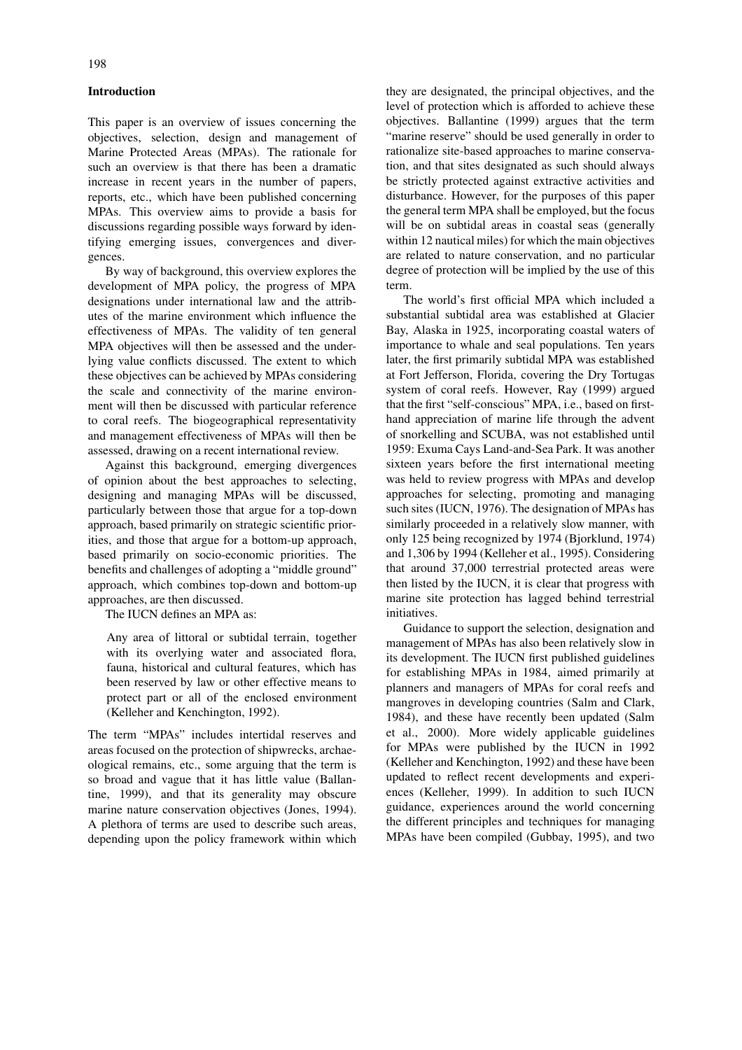## Introduction

This paper is an overview of issues concerning the objectives, selection, design and management of Marine Protected Areas (MPAs). The rationale for such an overview is that there has been a dramatic increase in recent years in the number of papers, reports, etc., which have been published concerning MPAs. This overview aims to provide a basis for discussions regarding possible ways forward by identifying emerging issues, convergences and divergences.

By way of background, this overview explores the development of MPA policy, the progress of MPA designations under international law and the attributes of the marine environment which influence the effectiveness of MPAs. The validity of ten general MPA objectives will then be assessed and the underlying value conflicts discussed. The extent to which these objectives can be achieved by MPAs considering the scale and connectivity of the marine environment will then be discussed with particular reference to coral reefs. The biogeographical representativity and management effectiveness of MPAs will then be assessed, drawing on a recent international review.

Against this background, emerging divergences of opinion about the best approaches to selecting, designing and managing MPAs will be discussed, particularly between those that argue for a top-down approach, based primarily on strategic scientific priorities, and those that argue for a bottom-up approach, based primarily on socio-economic priorities. The benefits and challenges of adopting a "middle ground" approach, which combines top-down and bottom-up approaches, are then discussed.

The IUCN defines an MPA as:

> Any area of littoral or subtidal terrain, together with its overlying water and associated flora, fauna, historical and cultural features, which has been reserved by law or other effective means to protect part or all of the enclosed environment (Kelleher and Kenchington, 1992).

The term "MPAs" includes intertidal reserves and areas focused on the protection of shipwrecks, archaeological remains, etc., some arguing that the term is so broad and vague that it has little value (Ballantine, 1999), and that its generality may obscure marine nature conservation objectives (Jones, 1994). A plethora of terms are used to describe such areas, depending upon the policy framework within which they are designated, the principal objectives, and the level of protection which is afforded to achieve these objectives. Ballantine (1999) argues that the term "marine reserve" should be used generally in order to rationalize site-based approaches to marine conservation, and that sites designated as such should always be strictly protected against extractive activities and disturbance. However, for the purposes of this paper the general term MPA shall be employed, but the focus will be on subtidal areas in coastal seas (generally within 12 nautical miles) for which the main objectives are related to nature conservation, and no particular degree of protection will be implied by the use of this term.

The world's first official MPA which included a substantial subtidal area was established at Glacier Bay, Alaska in 1925, incorporating coastal waters of importance to whale and seal populations. Ten years later, the first primarily subtidal MPA was established at Fort Jefferson, Florida, covering the Dry Tortugas system of coral reefs. However, Ray (1999) argued that the first "self-conscious" MPA, i.e., based on first-hand appreciation of marine life through the advent of snorkelling and SCUBA, was not established until 1959: Exuma Cays Land-and-Sea Park. It was another sixteen years before the first international meeting was held to review progress with MPAs and develop approaches for selecting, promoting and managing such sites (IUCN, 1976). The designation of MPAs has similarly proceeded in a relatively slow manner, with only 125 being recognized by 1974 (Bjorklund, 1974) and 1,306 by 1994 (Kelleher et al., 1995). Considering that around 37,000 terrestrial protected areas were then listed by the IUCN, it is clear that progress with marine site protection has lagged behind terrestrial initiatives.

Guidance to support the selection, designation and management of MPAs has also been relatively slow in its development. The IUCN first published guidelines for establishing MPAs in 1984, aimed primarily at planners and managers of MPAs for coral reefs and mangroves in developing countries (Salm and Clark, 1984), and these have recently been updated (Salm et al., 2000). More widely applicable guidelines for MPAs were published by the IUCN in 1992 (Kelleher and Kenchington, 1992) and these have been updated to reflect recent developments and experiences (Kelleher, 1999). In addition to such IUCN guidance, experiences around the world concerning the different principles and techniques for managing MPAs have been compiled (Gubbay, 1995), and two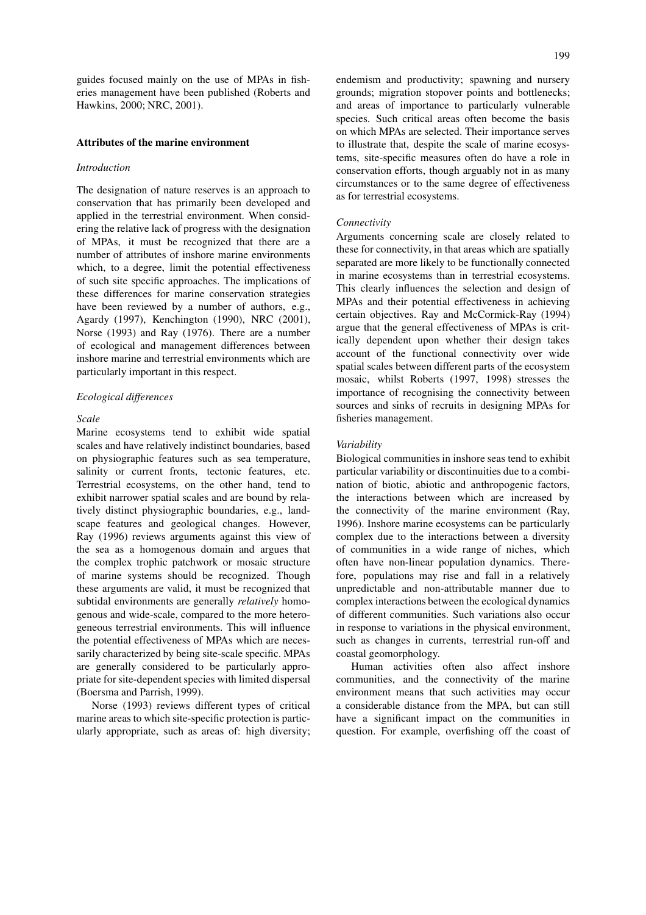guides focused mainly on the use of MPAs in fisheries management have been published (Roberts and Hawkins, 2000; NRC, 2001).

## Attributes of the marine environment

### *Introduction*

The designation of nature reserves is an approach to conservation that has primarily been developed and applied in the terrestrial environment. When considering the relative lack of progress with the designation of MPAs, it must be recognized that there are a number of attributes of inshore marine environments which, to a degree, limit the potential effectiveness of such site specific approaches. The implications of these differences for marine conservation strategies have been reviewed by a number of authors, e.g., Agardy (1997), Kenchington (1990), NRC (2001), Norse (1993) and Ray (1976). There are a number of ecological and management differences between inshore marine and terrestrial environments which are particularly important in this respect.

### *Ecological differences*

#### *Scale*

Marine ecosystems tend to exhibit wide spatial scales and have relatively indistinct boundaries, based on physiographic features such as sea temperature, salinity or current fronts, tectonic features, etc. Terrestrial ecosystems, on the other hand, tend to exhibit narrower spatial scales and are bound by relatively distinct physiographic boundaries, e.g., landscape features and geological changes. However, Ray (1996) reviews arguments against this view of the sea as a homogenous domain and argues that the complex trophic patchwork or mosaic structure of marine systems should be recognized. Though these arguments are valid, it must be recognized that subtidal environments are generally *relatively* homogenous and wide-scale, compared to the more heterogeneous terrestrial environments. This will influence the potential effectiveness of MPAs which are necessarily characterized by being site-scale specific. MPAs are generally considered to be particularly appropriate for site-dependent species with limited dispersal (Boersma and Parrish, 1999).

Norse (1993) reviews different types of critical marine areas to which site-specific protection is particularly appropriate, such as areas of: high diversity; endemism and productivity; spawning and nursery grounds; migration stopover points and bottlenecks; and areas of importance to particularly vulnerable species. Such critical areas often become the basis on which MPAs are selected. Their importance serves to illustrate that, despite the scale of marine ecosystems, site-specific measures often do have a role in conservation efforts, though arguably not in as many circumstances or to the same degree of effectiveness as for terrestrial ecosystems.

#### *Connectivity*

Arguments concerning scale are closely related to these for connectivity, in that areas which are spatially separated are more likely to be functionally connected in marine ecosystems than in terrestrial ecosystems. This clearly influences the selection and design of MPAs and their potential effectiveness in achieving certain objectives. Ray and McCormick-Ray (1994) argue that the general effectiveness of MPAs is critically dependent upon whether their design takes account of the functional connectivity over wide spatial scales between different parts of the ecosystem mosaic, whilst Roberts (1997, 1998) stresses the importance of recognising the connectivity between sources and sinks of recruits in designing MPAs for fisheries management.

#### *Variability*

Biological communities in inshore seas tend to exhibit particular variability or discontinuities due to a combination of biotic, abiotic and anthropogenic factors, the interactions between which are increased by the connectivity of the marine environment (Ray, 1996). Inshore marine ecosystems can be particularly complex due to the interactions between a diversity of communities in a wide range of niches, which often have non-linear population dynamics. Therefore, populations may rise and fall in a relatively unpredictable and non-attributable manner due to complex interactions between the ecological dynamics of different communities. Such variations also occur in response to variations in the physical environment, such as changes in currents, terrestrial run-off and coastal geomorphology.

Human activities often also affect inshore communities, and the connectivity of the marine environment means that such activities may occur a considerable distance from the MPA, but can still have a significant impact on the communities in question. For example, overfishing off the coast of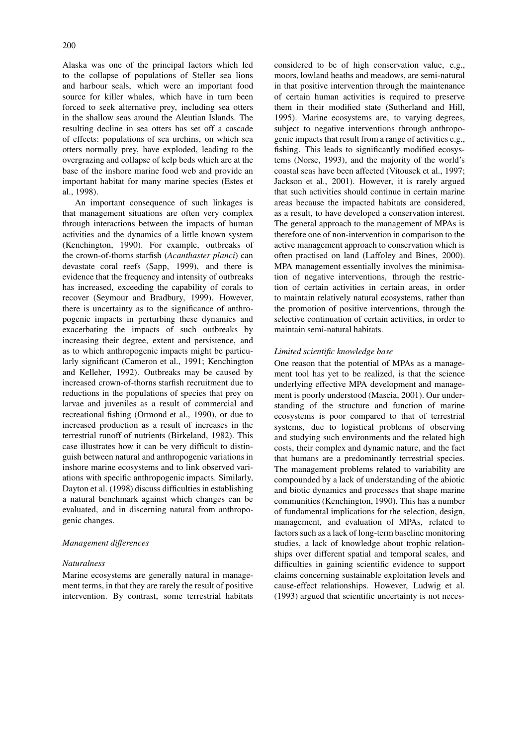Alaska was one of the principal factors which led to the collapse of populations of Steller sea lions and harbour seals, which were an important food source for killer whales, which have in turn been forced to seek alternative prey, including sea otters in the shallow seas around the Aleutian Islands. The resulting decline in sea otters has set off a cascade of effects: populations of sea urchins, on which sea otters normally prey, have exploded, leading to the overgrazing and collapse of kelp beds which are at the base of the inshore marine food web and provide an important habitat for many marine species (Estes et al., 1998).

An important consequence of such linkages is that management situations are often very complex through interactions between the impacts of human activities and the dynamics of a little known system (Kenchington, 1990). For example, outbreaks of the crown-of-thorns starfish (*Acanthaster planci*) can devastate coral reefs (Sapp, 1999), and there is evidence that the frequency and intensity of outbreaks has increased, exceeding the capability of corals to recover (Seymour and Bradbury, 1999). However, there is uncertainty as to the significance of anthropogenic impacts in perturbing these dynamics and exacerbating the impacts of such outbreaks by increasing their degree, extent and persistence, and as to which anthropogenic impacts might be particularly significant (Cameron et al., 1991; Kenchington and Kelleher, 1992). Outbreaks may be caused by increased crown-of-thorns starfish recruitment due to reductions in the populations of species that prey on larvae and juveniles as a result of commercial and recreational fishing (Ormond et al., 1990), or due to increased production as a result of increases in the terrestrial runoff of nutrients (Birkeland, 1982). This case illustrates how it can be very difficult to distinguish between natural and anthropogenic variations in inshore marine ecosystems and to link observed variations with specific anthropogenic impacts. Similarly, Dayton et al. (1998) discuss difficulties in establishing a natural benchmark against which changes can be evaluated, and in discerning natural from anthropogenic changes.

### *Management differences*

#### *Naturalness*

Marine ecosystems are generally natural in management terms, in that they are rarely the result of positive intervention. By contrast, some terrestrial habitats considered to be of high conservation value, e.g., moors, lowland heaths and meadows, are semi-natural in that positive intervention through the maintenance of certain human activities is required to preserve them in their modified state (Sutherland and Hill, 1995). Marine ecosystems are, to varying degrees, subject to negative interventions through anthropogenic impacts that result from a range of activities e.g., fishing. This leads to significantly modified ecosystems (Norse, 1993), and the majority of the world's coastal seas have been affected (Vitousek et al., 1997; Jackson et al., 2001). However, it is rarely argued that such activities should continue in certain marine areas because the impacted habitats are considered, as a result, to have developed a conservation interest. The general approach to the management of MPAs is therefore one of non-intervention in comparison to the active management approach to conservation which is often practised on land (Laffoley and Bines, 2000). MPA management essentially involves the minimisation of negative interventions, through the restriction of certain activities in certain areas, in order to maintain relatively natural ecosystems, rather than the promotion of positive interventions, through the selective continuation of certain activities, in order to maintain semi-natural habitats.

#### *Limited scientific knowledge base*

One reason that the potential of MPAs as a management tool has yet to be realized, is that the science underlying effective MPA development and management is poorly understood (Mascia, 2001). Our understanding of the structure and function of marine ecosystems is poor compared to that of terrestrial systems, due to logistical problems of observing and studying such environments and the related high costs, their complex and dynamic nature, and the fact that humans are a predominantly terrestrial species. The management problems related to variability are compounded by a lack of understanding of the abiotic and biotic dynamics and processes that shape marine communities (Kenchington, 1990). This has a number of fundamental implications for the selection, design, management, and evaluation of MPAs, related to factors such as a lack of long-term baseline monitoring studies, a lack of knowledge about trophic relationships over different spatial and temporal scales, and difficulties in gaining scientific evidence to support claims concerning sustainable exploitation levels and cause-effect relationships. However, Ludwig et al. (1993) argued that scientific uncertainty is not neces-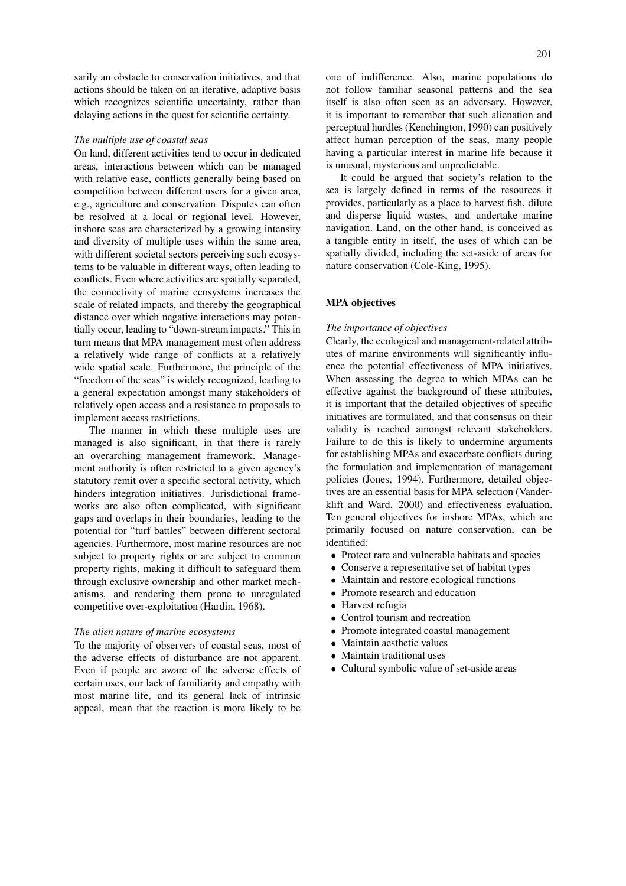sarily an obstacle to conservation initiatives, and that actions should be taken on an iterative, adaptive basis which recognizes scientific uncertainty, rather than delaying actions in the quest for scientific certainty.

*The multiple use of coastal seas*

On land, different activities tend to occur in dedicated areas, interactions between which can be managed with relative ease, conflicts generally being based on competition between different users for a given area, e.g., agriculture and conservation. Disputes can often be resolved at a local or regional level. However, inshore seas are characterized by a growing intensity and diversity of multiple uses within the same area, with different societal sectors perceiving such ecosystems to be valuable in different ways, often leading to conflicts. Even where activities are spatially separated, the connectivity of marine ecosystems increases the scale of related impacts, and thereby the geographical distance over which negative interactions may potentially occur, leading to "down-stream impacts." This in turn means that MPA management must often address a relatively wide range of conflicts at a relatively wide spatial scale. Furthermore, the principle of the "freedom of the seas" is widely recognized, leading to a general expectation amongst many stakeholders of relatively open access and a resistance to proposals to implement access restrictions.

The manner in which these multiple uses are managed is also significant, in that there is rarely an overarching management framework. Management authority is often restricted to a given agency's statutory remit over a specific sectoral activity, which hinders integration initiatives. Jurisdictional frameworks are also often complicated, with significant gaps and overlaps in their boundaries, leading to the potential for "turf battles" between different sectoral agencies. Furthermore, most marine resources are not subject to property rights or are subject to common property rights, making it difficult to safeguard them through exclusive ownership and other market mechanisms, and rendering them prone to unregulated competitive over-exploitation (Hardin, 1968).

*The alien nature of marine ecosystems*

To the majority of observers of coastal seas, most of the adverse effects of disturbance are not apparent. Even if people are aware of the adverse effects of certain uses, our lack of familiarity and empathy with most marine life, and its general lack of intrinsic appeal, mean that the reaction is more likely to be one of indifference. Also, marine populations do not follow familiar seasonal patterns and the sea itself is also often seen as an adversary. However, it is important to remember that such alienation and perceptual hurdles (Kenchington, 1990) can positively affect human perception of the seas, many people having a particular interest in marine life because it is unusual, mysterious and unpredictable.

It could be argued that society's relation to the sea is largely defined in terms of the resources it provides, particularly as a place to harvest fish, dilute and disperse liquid wastes, and undertake marine navigation. Land, on the other hand, is conceived as a tangible entity in itself, the uses of which can be spatially divided, including the set-aside of areas for nature conservation (Cole-King, 1995).

## MPA objectives

*The importance of objectives*

Clearly, the ecological and management-related attributes of marine environments will significantly influence the potential effectiveness of MPA initiatives. When assessing the degree to which MPAs can be effective against the background of these attributes, it is important that the detailed objectives of specific initiatives are formulated, and that consensus on their validity is reached amongst relevant stakeholders. Failure to do this is likely to undermine arguments for establishing MPAs and exacerbate conflicts during the formulation and implementation of management policies (Jones, 1994). Furthermore, detailed objectives are an essential basis for MPA selection (Vanderklift and Ward, 2000) and effectiveness evaluation. Ten general objectives for inshore MPAs, which are primarily focused on nature conservation, can be identified:

- Protect rare and vulnerable habitats and species
- Conserve a representative set of habitat types
- Maintain and restore ecological functions
- Promote research and education
- Harvest refugia
- Control tourism and recreation
- Promote integrated coastal management
- Maintain aesthetic values
- Maintain traditional uses
- Cultural symbolic value of set-aside areas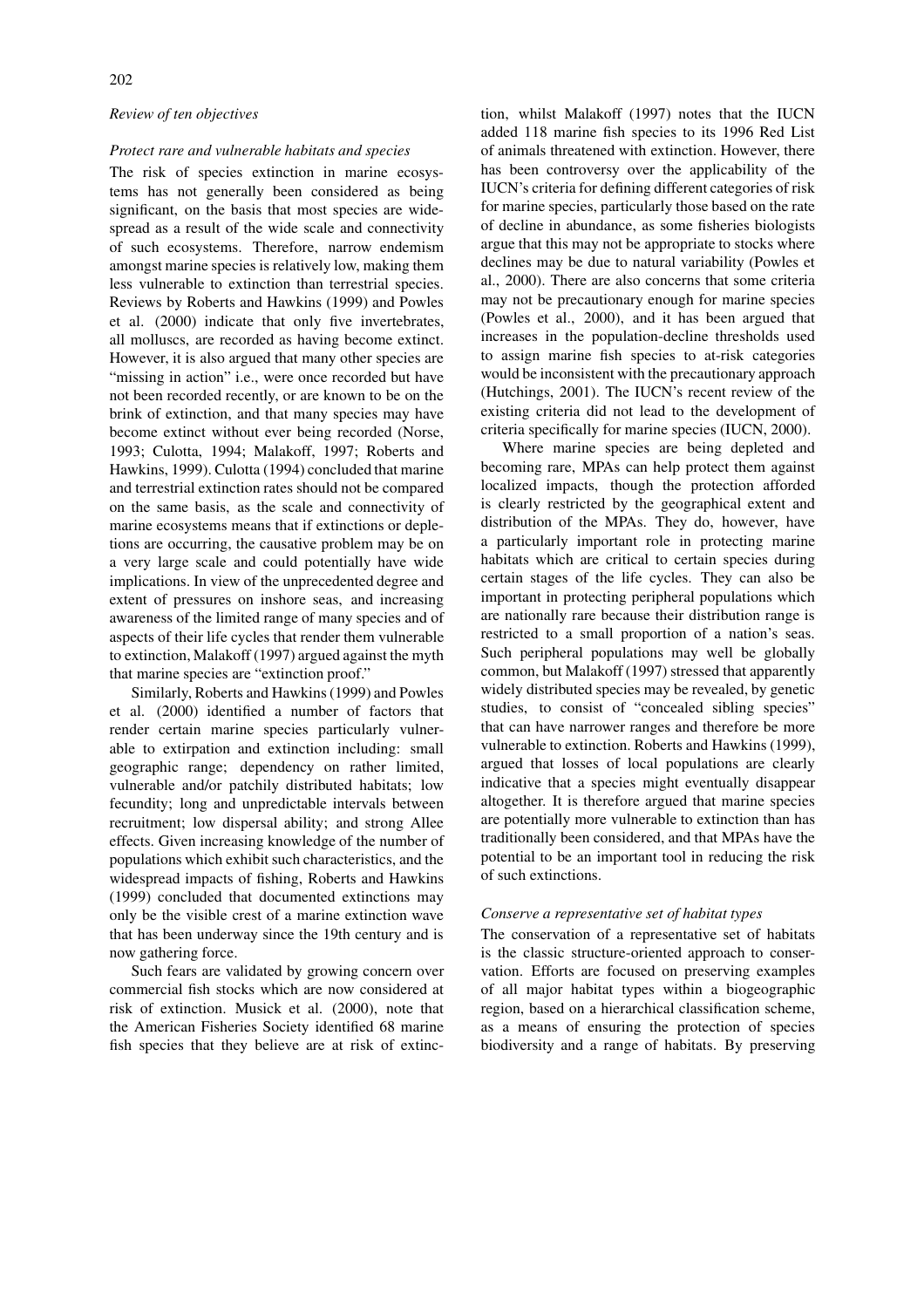*Review of ten objectives*

*Protect rare and vulnerable habitats and species*

The risk of species extinction in marine ecosystems has not generally been considered as being significant, on the basis that most species are widespread as a result of the wide scale and connectivity of such ecosystems. Therefore, narrow endemism amongst marine species is relatively low, making them less vulnerable to extinction than terrestrial species. Reviews by Roberts and Hawkins (1999) and Powles et al. (2000) indicate that only five invertebrates, all molluscs, are recorded as having become extinct. However, it is also argued that many other species are "missing in action" i.e., were once recorded but have not been recorded recently, or are known to be on the brink of extinction, and that many species may have become extinct without ever being recorded (Norse, 1993; Culotta, 1994; Malakoff, 1997; Roberts and Hawkins, 1999). Culotta (1994) concluded that marine and terrestrial extinction rates should not be compared on the same basis, as the scale and connectivity of marine ecosystems means that if extinctions or depletions are occurring, the causative problem may be on a very large scale and could potentially have wide implications. In view of the unprecedented degree and extent of pressures on inshore seas, and increasing awareness of the limited range of many species and of aspects of their life cycles that render them vulnerable to extinction, Malakoff (1997) argued against the myth that marine species are "extinction proof."

Similarly, Roberts and Hawkins (1999) and Powles et al. (2000) identified a number of factors that render certain marine species particularly vulnerable to extirpation and extinction including: small geographic range; dependency on rather limited, vulnerable and/or patchily distributed habitats; low fecundity; long and unpredictable intervals between recruitment; low dispersal ability; and strong Allee effects. Given increasing knowledge of the number of populations which exhibit such characteristics, and the widespread impacts of fishing, Roberts and Hawkins (1999) concluded that documented extinctions may only be the visible crest of a marine extinction wave that has been underway since the 19th century and is now gathering force.

Such fears are validated by growing concern over commercial fish stocks which are now considered at risk of extinction. Musick et al. (2000), note that the American Fisheries Society identified 68 marine fish species that they believe are at risk of extinction, whilst Malakoff (1997) notes that the IUCN added 118 marine fish species to its 1996 Red List of animals threatened with extinction. However, there has been controversy over the applicability of the IUCN's criteria for defining different categories of risk for marine species, particularly those based on the rate of decline in abundance, as some fisheries biologists argue that this may not be appropriate to stocks where declines may be due to natural variability (Powles et al., 2000). There are also concerns that some criteria may not be precautionary enough for marine species (Powles et al., 2000), and it has been argued that increases in the population-decline thresholds used to assign marine fish species to at-risk categories would be inconsistent with the precautionary approach (Hutchings, 2001). The IUCN's recent review of the existing criteria did not lead to the development of criteria specifically for marine species (IUCN, 2000).

Where marine species are being depleted and becoming rare, MPAs can help protect them against localized impacts, though the protection afforded is clearly restricted by the geographical extent and distribution of the MPAs. They do, however, have a particularly important role in protecting marine habitats which are critical to certain species during certain stages of the life cycles. They can also be important in protecting peripheral populations which are nationally rare because their distribution range is restricted to a small proportion of a nation's seas. Such peripheral populations may well be globally common, but Malakoff (1997) stressed that apparently widely distributed species may be revealed, by genetic studies, to consist of "concealed sibling species" that can have narrower ranges and therefore be more vulnerable to extinction. Roberts and Hawkins (1999), argued that losses of local populations are clearly indicative that a species might eventually disappear altogether. It is therefore argued that marine species are potentially more vulnerable to extinction than has traditionally been considered, and that MPAs have the potential to be an important tool in reducing the risk of such extinctions.

*Conserve a representative set of habitat types*

The conservation of a representative set of habitats is the classic structure-oriented approach to conservation. Efforts are focused on preserving examples of all major habitat types within a biogeographic region, based on a hierarchical classification scheme, as a means of ensuring the protection of species biodiversity and a range of habitats. By preserving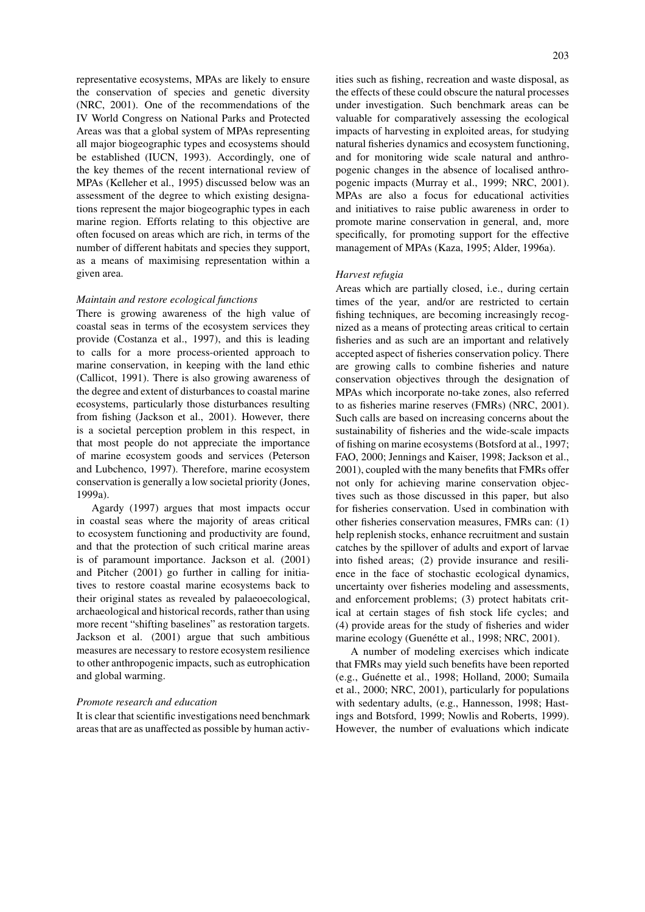representative ecosystems, MPAs are likely to ensure the conservation of species and genetic diversity (NRC, 2001). One of the recommendations of the IV World Congress on National Parks and Protected Areas was that a global system of MPAs representing all major biogeographic types and ecosystems should be established (IUCN, 1993). Accordingly, one of the key themes of the recent international review of MPAs (Kelleher et al., 1995) discussed below was an assessment of the degree to which existing designations represent the major biogeographic types in each marine region. Efforts relating to this objective are often focused on areas which are rich, in terms of the number of different habitats and species they support, as a means of maximising representation within a given area.

*Maintain and restore ecological functions*

There is growing awareness of the high value of coastal seas in terms of the ecosystem services they provide (Costanza et al., 1997), and this is leading to calls for a more process-oriented approach to marine conservation, in keeping with the land ethic (Callicot, 1991). There is also growing awareness of the degree and extent of disturbances to coastal marine ecosystems, particularly those disturbances resulting from fishing (Jackson et al., 2001). However, there is a societal perception problem in this respect, in that most people do not appreciate the importance of marine ecosystem goods and services (Peterson and Lubchenco, 1997). Therefore, marine ecosystem conservation is generally a low societal priority (Jones, 1999a).

Agardy (1997) argues that most impacts occur in coastal seas where the majority of areas critical to ecosystem functioning and productivity are found, and that the protection of such critical marine areas is of paramount importance. Jackson et al. (2001) and Pitcher (2001) go further in calling for initiatives to restore coastal marine ecosystems back to their original states as revealed by palaeoecological, archaeological and historical records, rather than using more recent "shifting baselines" as restoration targets. Jackson et al. (2001) argue that such ambitious measures are necessary to restore ecosystem resilience to other anthropogenic impacts, such as eutrophication and global warming.

*Promote research and education*

It is clear that scientific investigations need benchmark areas that are as unaffected as possible by human activities such as fishing, recreation and waste disposal, as the effects of these could obscure the natural processes under investigation. Such benchmark areas can be valuable for comparatively assessing the ecological impacts of harvesting in exploited areas, for studying natural fisheries dynamics and ecosystem functioning, and for monitoring wide scale natural and anthropogenic changes in the absence of localised anthropogenic impacts (Murray et al., 1999; NRC, 2001). MPAs are also a focus for educational activities and initiatives to raise public awareness in order to promote marine conservation in general, and, more specifically, for promoting support for the effective management of MPAs (Kaza, 1995; Alder, 1996a).

*Harvest refugia*

Areas which are partially closed, i.e., during certain times of the year, and/or are restricted to certain fishing techniques, are becoming increasingly recognized as a means of protecting areas critical to certain fisheries and as such are an important and relatively accepted aspect of fisheries conservation policy. There are growing calls to combine fisheries and nature conservation objectives through the designation of MPAs which incorporate no-take zones, also referred to as fisheries marine reserves (FMRs) (NRC, 2001). Such calls are based on increasing concerns about the sustainability of fisheries and the wide-scale impacts of fishing on marine ecosystems (Botsford at al., 1997; FAO, 2000; Jennings and Kaiser, 1998; Jackson et al., 2001), coupled with the many benefits that FMRs offer not only for achieving marine conservation objectives such as those discussed in this paper, but also for fisheries conservation. Used in combination with other fisheries conservation measures, FMRs can: (1) help replenish stocks, enhance recruitment and sustain catches by the spillover of adults and export of larvae into fished areas; (2) provide insurance and resilience in the face of stochastic ecological dynamics, uncertainty over fisheries modeling and assessments, and enforcement problems; (3) protect habitats critical at certain stages of fish stock life cycles; and (4) provide areas for the study of fisheries and wider marine ecology (Guenétte et al., 1998; NRC, 2001).

A number of modeling exercises which indicate that FMRs may yield such benefits have been reported (e.g., Guénette et al., 1998; Holland, 2000; Sumaila et al., 2000; NRC, 2001), particularly for populations with sedentary adults, (e.g., Hannesson, 1998; Hastings and Botsford, 1999; Nowlis and Roberts, 1999). However, the number of evaluations which indicate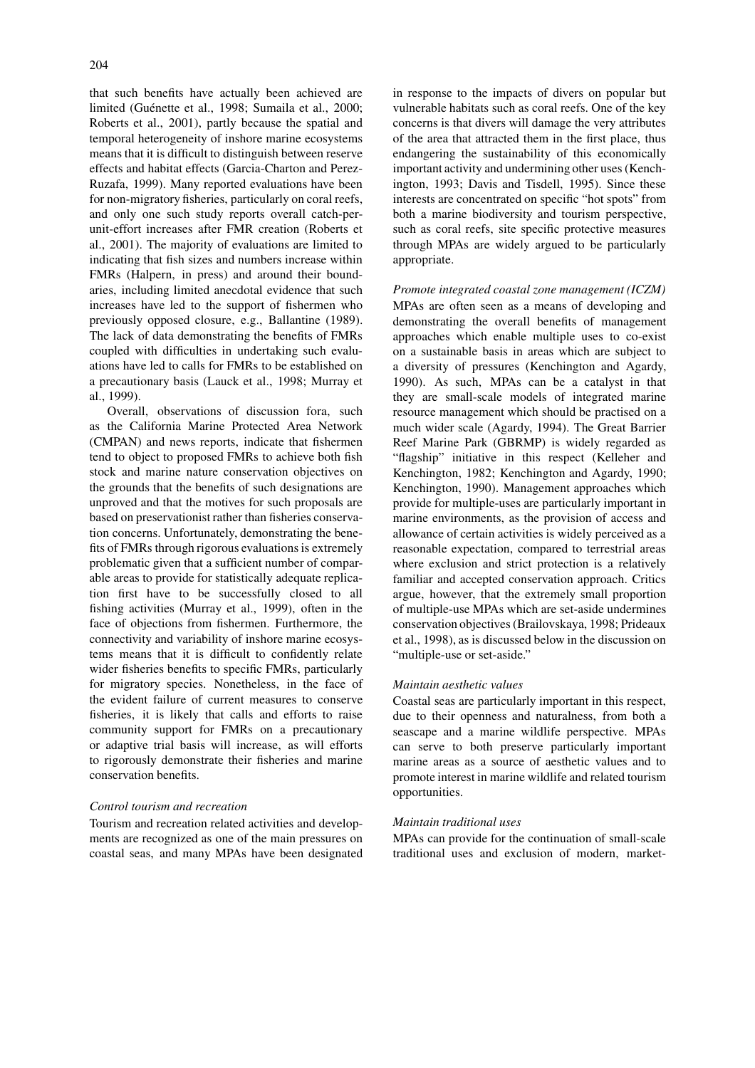that such benefits have actually been achieved are limited (Guénette et al., 1998; Sumaila et al., 2000; Roberts et al., 2001), partly because the spatial and temporal heterogeneity of inshore marine ecosystems means that it is difficult to distinguish between reserve effects and habitat effects (Garcia-Charton and Perez-Ruzafa, 1999). Many reported evaluations have been for non-migratory fisheries, particularly on coral reefs, and only one such study reports overall catch-per-unit-effort increases after FMR creation (Roberts et al., 2001). The majority of evaluations are limited to indicating that fish sizes and numbers increase within FMRs (Halpern, in press) and around their boundaries, including limited anecdotal evidence that such increases have led to the support of fishermen who previously opposed closure, e.g., Ballantine (1989). The lack of data demonstrating the benefits of FMRs coupled with difficulties in undertaking such evaluations have led to calls for FMRs to be established on a precautionary basis (Lauck et al., 1998; Murray et al., 1999).

Overall, observations of discussion fora, such as the California Marine Protected Area Network (CMPAN) and news reports, indicate that fishermen tend to object to proposed FMRs to achieve both fish stock and marine nature conservation objectives on the grounds that the benefits of such designations are unproved and that the motives for such proposals are based on preservationist rather than fisheries conservation concerns. Unfortunately, demonstrating the benefits of FMRs through rigorous evaluations is extremely problematic given that a sufficient number of comparable areas to provide for statistically adequate replication first have to be successfully closed to all fishing activities (Murray et al., 1999), often in the face of objections from fishermen. Furthermore, the connectivity and variability of inshore marine ecosystems means that it is difficult to confidently relate wider fisheries benefits to specific FMRs, particularly for migratory species. Nonetheless, in the face of the evident failure of current measures to conserve fisheries, it is likely that calls and efforts to raise community support for FMRs on a precautionary or adaptive trial basis will increase, as will efforts to rigorously demonstrate their fisheries and marine conservation benefits.

*Control tourism and recreation*

Tourism and recreation related activities and developments are recognized as one of the main pressures on coastal seas, and many MPAs have been designated in response to the impacts of divers on popular but vulnerable habitats such as coral reefs. One of the key concerns is that divers will damage the very attributes of the area that attracted them in the first place, thus endangering the sustainability of this economically important activity and undermining other uses (Kenchington, 1993; Davis and Tisdell, 1995). Since these interests are concentrated on specific "hot spots" from both a marine biodiversity and tourism perspective, such as coral reefs, site specific protective measures through MPAs are widely argued to be particularly appropriate.

*Promote integrated coastal zone management (ICZM)*

MPAs are often seen as a means of developing and demonstrating the overall benefits of management approaches which enable multiple uses to co-exist on a sustainable basis in areas which are subject to a diversity of pressures (Kenchington and Agardy, 1990). As such, MPAs can be a catalyst in that they are small-scale models of integrated marine resource management which should be practised on a much wider scale (Agardy, 1994). The Great Barrier Reef Marine Park (GBRMP) is widely regarded as "flagship" initiative in this respect (Kelleher and Kenchington, 1982; Kenchington and Agardy, 1990; Kenchington, 1990). Management approaches which provide for multiple-uses are particularly important in marine environments, as the provision of access and allowance of certain activities is widely perceived as a reasonable expectation, compared to terrestrial areas where exclusion and strict protection is a relatively familiar and accepted conservation approach. Critics argue, however, that the extremely small proportion of multiple-use MPAs which are set-aside undermines conservation objectives (Brailovskaya, 1998; Prideaux et al., 1998), as is discussed below in the discussion on "multiple-use or set-aside."

*Maintain aesthetic values*

Coastal seas are particularly important in this respect, due to their openness and naturalness, from both a seascape and a marine wildlife perspective. MPAs can serve to both preserve particularly important marine areas as a source of aesthetic values and to promote interest in marine wildlife and related tourism opportunities.

*Maintain traditional uses*

MPAs can provide for the continuation of small-scale traditional uses and exclusion of modern, market-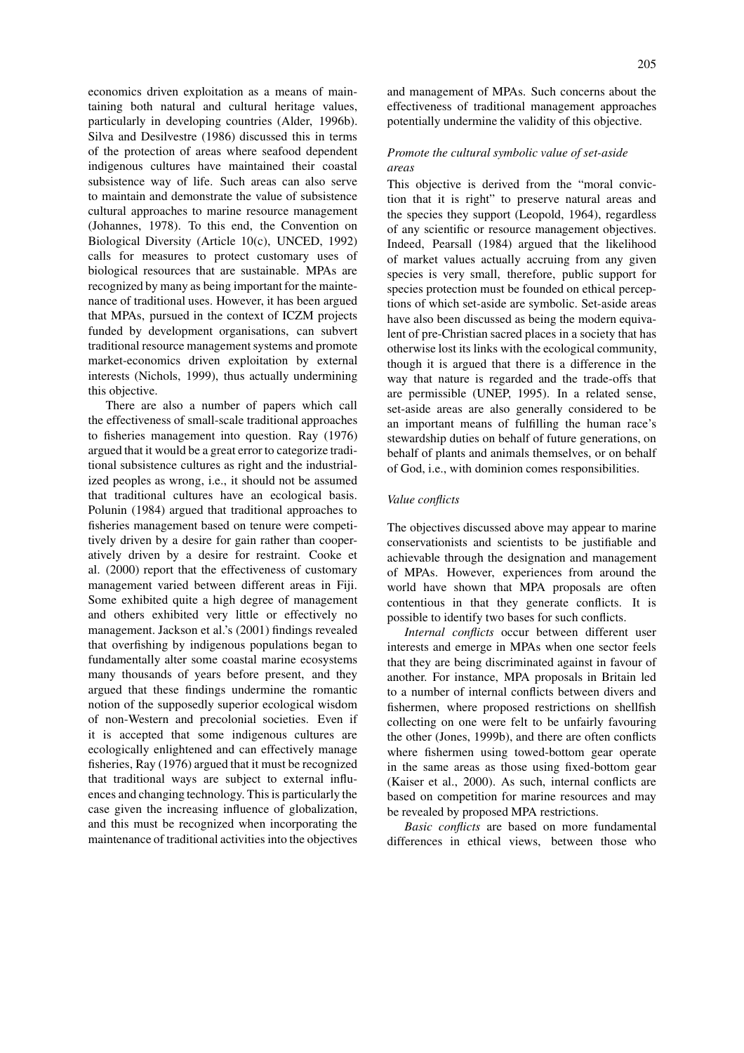economics driven exploitation as a means of maintaining both natural and cultural heritage values, particularly in developing countries (Alder, 1996b). Silva and Desilvestre (1986) discussed this in terms of the protection of areas where seafood dependent indigenous cultures have maintained their coastal subsistence way of life. Such areas can also serve to maintain and demonstrate the value of subsistence cultural approaches to marine resource management (Johannes, 1978). To this end, the Convention on Biological Diversity (Article 10(c), UNCED, 1992) calls for measures to protect customary uses of biological resources that are sustainable. MPAs are recognized by many as being important for the maintenance of traditional uses. However, it has been argued that MPAs, pursued in the context of ICZM projects funded by development organisations, can subvert traditional resource management systems and promote market-economics driven exploitation by external interests (Nichols, 1999), thus actually undermining this objective.

There are also a number of papers which call the effectiveness of small-scale traditional approaches to fisheries management into question. Ray (1976) argued that it would be a great error to categorize traditional subsistence cultures as right and the industrialized peoples as wrong, i.e., it should not be assumed that traditional cultures have an ecological basis. Polunin (1984) argued that traditional approaches to fisheries management based on tenure were competitively driven by a desire for gain rather than cooperatively driven by a desire for restraint. Cooke et al. (2000) report that the effectiveness of customary management varied between different areas in Fiji. Some exhibited quite a high degree of management and others exhibited very little or effectively no management. Jackson et al.'s (2001) findings revealed that overfishing by indigenous populations began to fundamentally alter some coastal marine ecosystems many thousands of years before present, and they argued that these findings undermine the romantic notion of the supposedly superior ecological wisdom of non-Western and precolonial societies. Even if it is accepted that some indigenous cultures are ecologically enlightened and can effectively manage fisheries, Ray (1976) argued that it must be recognized that traditional ways are subject to external influences and changing technology. This is particularly the case given the increasing influence of globalization, and this must be recognized when incorporating the maintenance of traditional activities into the objectives and management of MPAs. Such concerns about the effectiveness of traditional management approaches potentially undermine the validity of this objective.

*Promote the cultural symbolic value of set-aside areas*

This objective is derived from the "moral conviction that it is right" to preserve natural areas and the species they support (Leopold, 1964), regardless of any scientific or resource management objectives. Indeed, Pearsall (1984) argued that the likelihood of market values actually accruing from any given species is very small, therefore, public support for species protection must be founded on ethical perceptions of which set-aside are symbolic. Set-aside areas have also been discussed as being the modern equivalent of pre-Christian sacred places in a society that has otherwise lost its links with the ecological community, though it is argued that there is a difference in the way that nature is regarded and the trade-offs that are permissible (UNEP, 1995). In a related sense, set-aside areas are also generally considered to be an important means of fulfilling the human race's stewardship duties on behalf of future generations, on behalf of plants and animals themselves, or on behalf of God, i.e., with dominion comes responsibilities.

*Value conflicts*

The objectives discussed above may appear to marine conservationists and scientists to be justifiable and achievable through the designation and management of MPAs. However, experiences from around the world have shown that MPA proposals are often contentious in that they generate conflicts. It is possible to identify two bases for such conflicts.

*Internal conflicts* occur between different user interests and emerge in MPAs when one sector feels that they are being discriminated against in favour of another. For instance, MPA proposals in Britain led to a number of internal conflicts between divers and fishermen, where proposed restrictions on shellfish collecting on one were felt to be unfairly favouring the other (Jones, 1999b), and there are often conflicts where fishermen using towed-bottom gear operate in the same areas as those using fixed-bottom gear (Kaiser et al., 2000). As such, internal conflicts are based on competition for marine resources and may be revealed by proposed MPA restrictions.

*Basic conflicts* are based on more fundamental differences in ethical views, between those who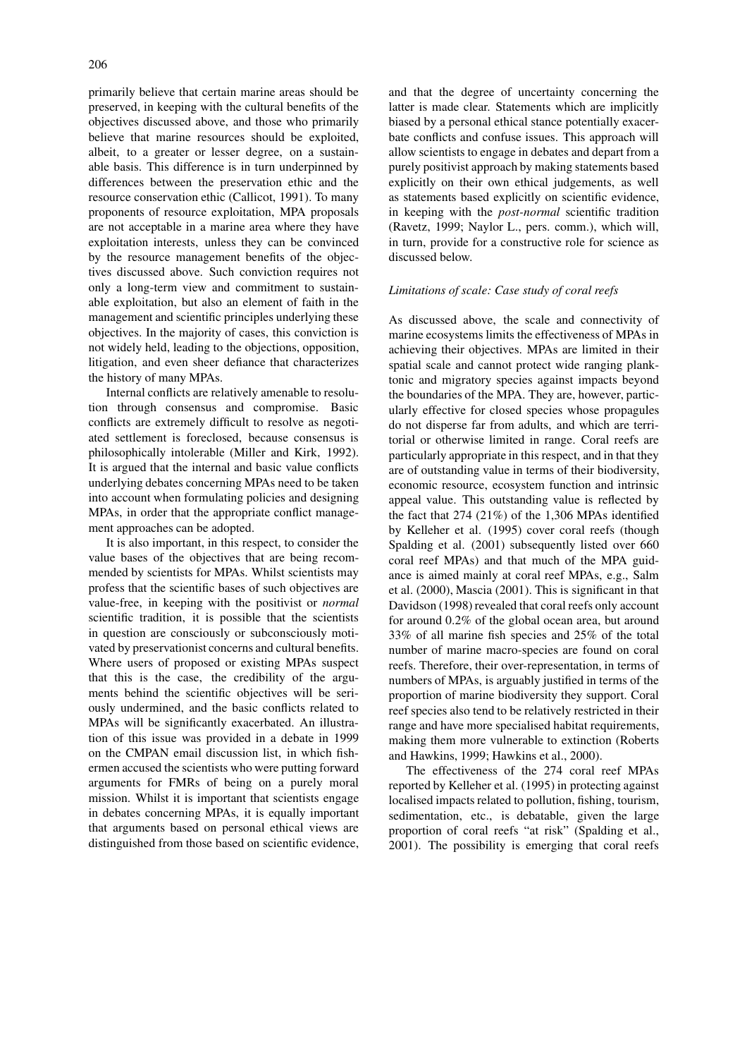primarily believe that certain marine areas should be preserved, in keeping with the cultural benefits of the objectives discussed above, and those who primarily believe that marine resources should be exploited, albeit, to a greater or lesser degree, on a sustainable basis. This difference is in turn underpinned by differences between the preservation ethic and the resource conservation ethic (Callicot, 1991). To many proponents of resource exploitation, MPA proposals are not acceptable in a marine area where they have exploitation interests, unless they can be convinced by the resource management benefits of the objectives discussed above. Such conviction requires not only a long-term view and commitment to sustainable exploitation, but also an element of faith in the management and scientific principles underlying these objectives. In the majority of cases, this conviction is not widely held, leading to the objections, opposition, litigation, and even sheer defiance that characterizes the history of many MPAs.

Internal conflicts are relatively amenable to resolution through consensus and compromise. Basic conflicts are extremely difficult to resolve as negotiated settlement is foreclosed, because consensus is philosophically intolerable (Miller and Kirk, 1992). It is argued that the internal and basic value conflicts underlying debates concerning MPAs need to be taken into account when formulating policies and designing MPAs, in order that the appropriate conflict management approaches can be adopted.

It is also important, in this respect, to consider the value bases of the objectives that are being recommended by scientists for MPAs. Whilst scientists may profess that the scientific bases of such objectives are value-free, in keeping with the positivist or *normal* scientific tradition, it is possible that the scientists in question are consciously or subconsciously motivated by preservationist concerns and cultural benefits. Where users of proposed or existing MPAs suspect that this is the case, the credibility of the arguments behind the scientific objectives will be seriously undermined, and the basic conflicts related to MPAs will be significantly exacerbated. An illustration of this issue was provided in a debate in 1999 on the CMPAN email discussion list, in which fishermen accused the scientists who were putting forward arguments for FMRs of being on a purely moral mission. Whilst it is important that scientists engage in debates concerning MPAs, it is equally important that arguments based on personal ethical views are distinguished from those based on scientific evidence, and that the degree of uncertainty concerning the latter is made clear. Statements which are implicitly biased by a personal ethical stance potentially exacerbate conflicts and confuse issues. This approach will allow scientists to engage in debates and depart from a purely positivist approach by making statements based explicitly on their own ethical judgements, as well as statements based explicitly on scientific evidence, in keeping with the *post-normal* scientific tradition (Ravetz, 1999; Naylor L., pers. comm.), which will, in turn, provide for a constructive role for science as discussed below.

### *Limitations of scale: Case study of coral reefs*

As discussed above, the scale and connectivity of marine ecosystems limits the effectiveness of MPAs in achieving their objectives. MPAs are limited in their spatial scale and cannot protect wide ranging planktonic and migratory species against impacts beyond the boundaries of the MPA. They are, however, particularly effective for closed species whose propagules do not disperse far from adults, and which are territorial or otherwise limited in range. Coral reefs are particularly appropriate in this respect, and in that they are of outstanding value in terms of their biodiversity, economic resource, ecosystem function and intrinsic appeal value. This outstanding value is reflected by the fact that 274 (21%) of the 1,306 MPAs identified by Kelleher et al. (1995) cover coral reefs (though Spalding et al. (2001) subsequently listed over 660 coral reef MPAs) and that much of the MPA guidance is aimed mainly at coral reef MPAs, e.g., Salm et al. (2000), Mascia (2001). This is significant in that Davidson (1998) revealed that coral reefs only account for around 0.2% of the global ocean area, but around 33% of all marine fish species and 25% of the total number of marine macro-species are found on coral reefs. Therefore, their over-representation, in terms of numbers of MPAs, is arguably justified in terms of the proportion of marine biodiversity they support. Coral reef species also tend to be relatively restricted in their range and have more specialised habitat requirements, making them more vulnerable to extinction (Roberts and Hawkins, 1999; Hawkins et al., 2000).

The effectiveness of the 274 coral reef MPAs reported by Kelleher et al. (1995) in protecting against localised impacts related to pollution, fishing, tourism, sedimentation, etc., is debatable, given the large proportion of coral reefs "at risk" (Spalding et al., 2001). The possibility is emerging that coral reefs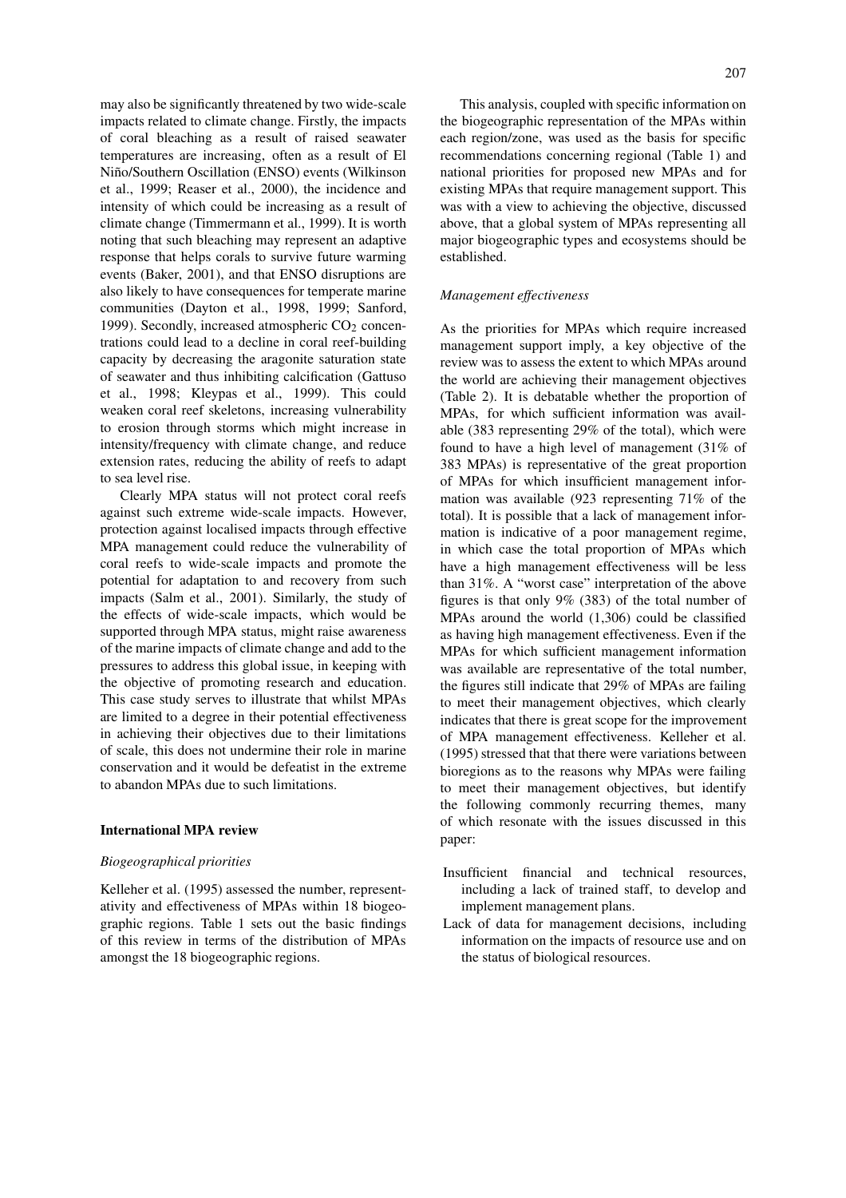may also be significantly threatened by two wide-scale impacts related to climate change. Firstly, the impacts of coral bleaching as a result of raised seawater temperatures are increasing, often as a result of El Niño/Southern Oscillation (ENSO) events (Wilkinson et al., 1999; Reaser et al., 2000), the incidence and intensity of which could be increasing as a result of climate change (Timmermann et al., 1999). It is worth noting that such bleaching may represent an adaptive response that helps corals to survive future warming events (Baker, 2001), and that ENSO disruptions are also likely to have consequences for temperate marine communities (Dayton et al., 1998, 1999; Sanford, 1999). Secondly, increased atmospheric $CO_2$ concentrations could lead to a decline in coral reef-building capacity by decreasing the aragonite saturation state of seawater and thus inhibiting calcification (Gattuso et al., 1998; Kleypas et al., 1999). This could weaken coral reef skeletons, increasing vulnerability to erosion through storms which might increase in intensity/frequency with climate change, and reduce extension rates, reducing the ability of reefs to adapt to sea level rise.

Clearly MPA status will not protect coral reefs against such extreme wide-scale impacts. However, protection against localised impacts through effective MPA management could reduce the vulnerability of coral reefs to wide-scale impacts and promote the potential for adaptation to and recovery from such impacts (Salm et al., 2001). Similarly, the study of the effects of wide-scale impacts, which would be supported through MPA status, might raise awareness of the marine impacts of climate change and add to the pressures to address this global issue, in keeping with the objective of promoting research and education. This case study serves to illustrate that whilst MPAs are limited to a degree in their potential effectiveness in achieving their objectives due to their limitations of scale, this does not undermine their role in marine conservation and it would be defeatist in the extreme to abandon MPAs due to such limitations.

## International MPA review

### *Biogeographical priorities*

Kelleher et al. (1995) assessed the number, representativity and effectiveness of MPAs within 18 biogeographic regions. Table 1 sets out the basic findings of this review in terms of the distribution of MPAs amongst the 18 biogeographic regions.

This analysis, coupled with specific information on the biogeographic representation of the MPAs within each region/zone, was used as the basis for specific recommendations concerning regional (Table 1) and national priorities for proposed new MPAs and for existing MPAs that require management support. This was with a view to achieving the objective, discussed above, that a global system of MPAs representing all major biogeographic types and ecosystems should be established.

### *Management effectiveness*

As the priorities for MPAs which require increased management support imply, a key objective of the review was to assess the extent to which MPAs around the world are achieving their management objectives (Table 2). It is debatable whether the proportion of MPAs, for which sufficient information was available (383 representing 29% of the total), which were found to have a high level of management (31% of 383 MPAs) is representative of the great proportion of MPAs for which insufficient management information was available (923 representing 71% of the total). It is possible that a lack of management information is indicative of a poor management regime, in which case the total proportion of MPAs which have a high management effectiveness will be less than 31%. A "worst case" interpretation of the above figures is that only 9% (383) of the total number of MPAs around the world (1,306) could be classified as having high management effectiveness. Even if the MPAs for which sufficient management information was available are representative of the total number, the figures still indicate that 29% of MPAs are failing to meet their management objectives, which clearly indicates that there is great scope for the improvement of MPA management effectiveness. Kelleher et al. (1995) stressed that that there were variations between bioregions as to the reasons why MPAs were failing to meet their management objectives, but identify the following commonly recurring themes, many of which resonate with the issues discussed in this paper:

- Insufficient financial and technical resources, including a lack of trained staff, to develop and implement management plans.
- Lack of data for management decisions, including information on the impacts of resource use and on the status of biological resources.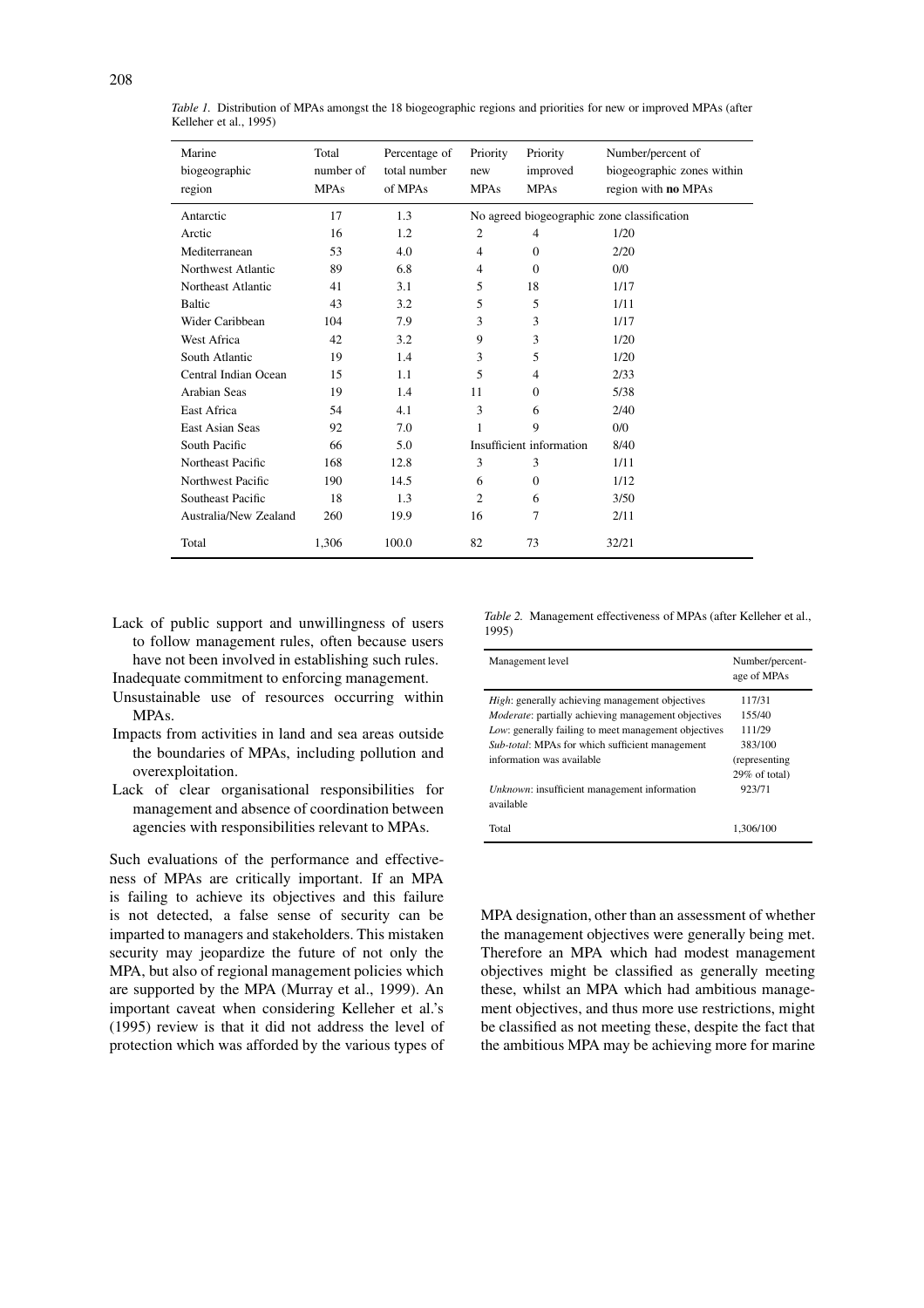*Table 1.* Distribution of MPAs amongst the 18 biogeographic regions and priorities for new or improved MPAs (after Kelleher et al., 1995)

| Marine biogeographic region | Total number of MPAs | Percentage of total number of MPAs | Priority new MPAs | Priority improved MPAs | Number/percent of biogeographic zones within region with **no** MPAs |
|---|---|---|---|---|---|
| Antarctic | 17 | 1.3 | No agreed biogeographic zone classification | | |
| Arctic | 16 | 1.2 | 2 | 4 | 1/20 |
| Mediterranean | 53 | 4.0 | 4 | 0 | 2/20 |
| Northwest Atlantic | 89 | 6.8 | 4 | 0 | 0/0 |
| Northeast Atlantic | 41 | 3.1 | 5 | 18 | 1/17 |
| Baltic | 43 | 3.2 | 5 | 5 | 1/11 |
| Wider Caribbean | 104 | 7.9 | 3 | 3 | 1/17 |
| West Africa | 42 | 3.2 | 9 | 3 | 1/20 |
| South Atlantic | 19 | 1.4 | 3 | 5 | 1/20 |
| Central Indian Ocean | 15 | 1.1 | 5 | 4 | 2/33 |
| Arabian Seas | 19 | 1.4 | 11 | 0 | 5/38 |
| East Africa | 54 | 4.1 | 3 | 6 | 2/40 |
| East Asian Seas | 92 | 7.0 | 1 | 9 | 0/0 |
| South Pacific | 66 | 5.0 | Insufficient information | | 8/40 |
| Northeast Pacific | 168 | 12.8 | 3 | 3 | 1/11 |
| Northwest Pacific | 190 | 14.5 | 6 | 0 | 1/12 |
| Southeast Pacific | 18 | 1.3 | 2 | 6 | 3/50 |
| Australia/New Zealand | 260 | 19.9 | 16 | 7 | 2/11 |
| Total | 1,306 | 100.0 | 82 | 73 | 32/21 |

- Lack of public support and unwillingness of users to follow management rules, often because users have not been involved in establishing such rules.
- Inadequate commitment to enforcing management.
- Unsustainable use of resources occurring within MPAs.
- Impacts from activities in land and sea areas outside the boundaries of MPAs, including pollution and overexploitation.
- Lack of clear organisational responsibilities for management and absence of coordination between agencies with responsibilities relevant to MPAs.

Such evaluations of the performance and effectiveness of MPAs are critically important. If an MPA is failing to achieve its objectives and this failure is not detected, a false sense of security can be imparted to managers and stakeholders. This mistaken security may jeopardize the future of not only the MPA, but also of regional management policies which are supported by the MPA (Murray et al., 1999). An important caveat when considering Kelleher et al.'s (1995) review is that it did not address the level of protection which was afforded by the various types of MPA designation, other than an assessment of whether the management objectives were generally being met. Therefore an MPA which had modest management objectives might be classified as generally meeting these, whilst an MPA which had ambitious management objectives, and thus more use restrictions, might be classified as not meeting these, despite the fact that the ambitious MPA may be achieving more for marine

*Table 2.* Management effectiveness of MPAs (after Kelleher et al., 1995)

| Management level | Number/percentage of MPAs |
|---|---|
| *High*: generally achieving management objectives | 117/31 |
| *Moderate*: partially achieving management objectives | 155/40 |
| *Low*: generally failing to meet management objectives | 111/29 |
| *Sub-total*: MPAs for which sufficient management information was available | 383/100 (representing 29% of total) |
| *Unknown*: insufficient management information available | 923/71 |
| Total | 1,306/100 |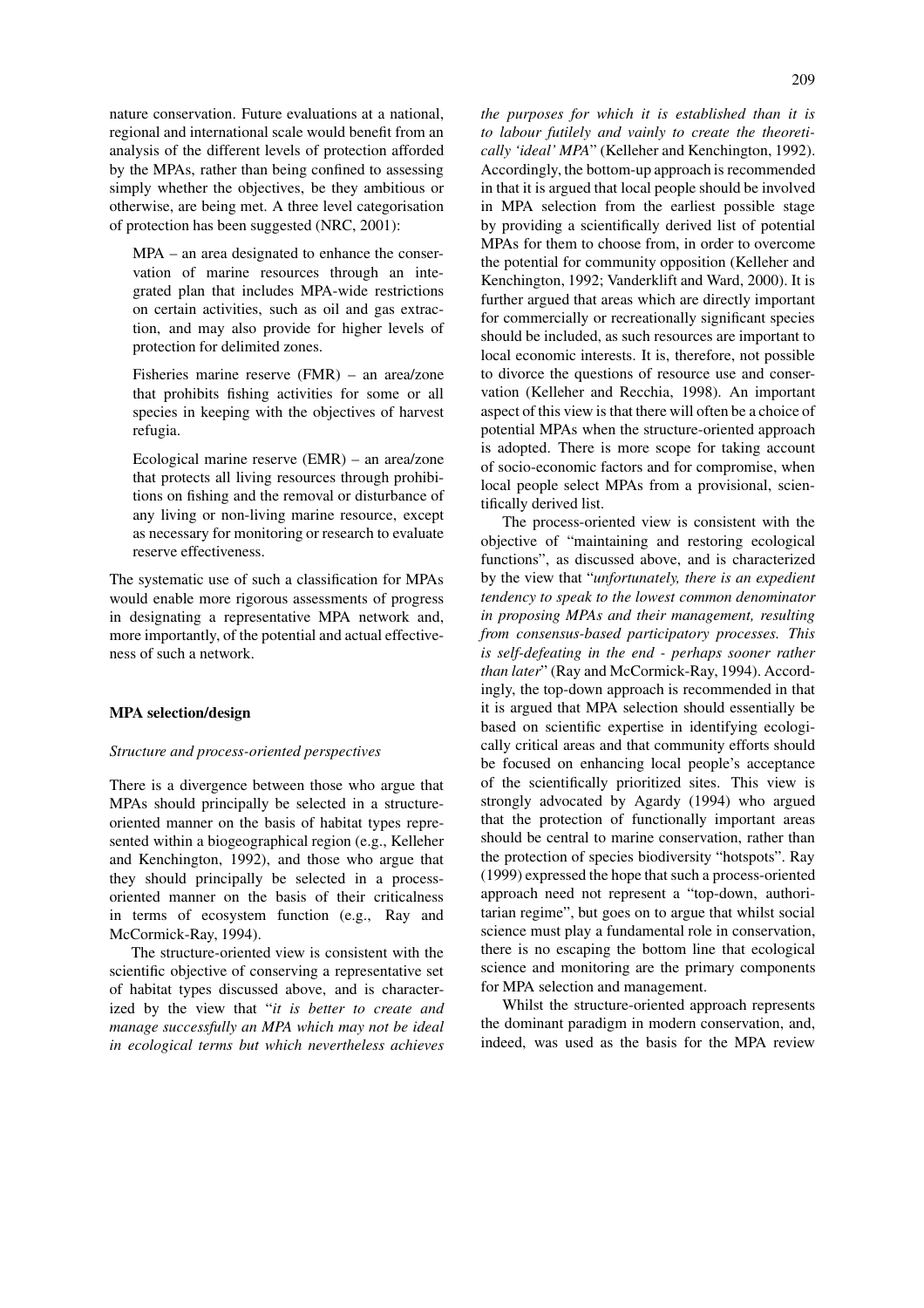nature conservation. Future evaluations at a national, regional and international scale would benefit from an analysis of the different levels of protection afforded by the MPAs, rather than being confined to assessing simply whether the objectives, be they ambitious or otherwise, are being met. A three level categorisation of protection has been suggested (NRC, 2001):

MPA – an area designated to enhance the conservation of marine resources through an integrated plan that includes MPA-wide restrictions on certain activities, such as oil and gas extraction, and may also provide for higher levels of protection for delimited zones.

Fisheries marine reserve (FMR) – an area/zone that prohibits fishing activities for some or all species in keeping with the objectives of harvest refugia.

Ecological marine reserve (EMR) – an area/zone that protects all living resources through prohibitions on fishing and the removal or disturbance of any living or non-living marine resource, except as necessary for monitoring or research to evaluate reserve effectiveness.

The systematic use of such a classification for MPAs would enable more rigorous assessments of progress in designating a representative MPA network and, more importantly, of the potential and actual effectiveness of such a network.

## MPA selection/design

### *Structure and process-oriented perspectives*

There is a divergence between those who argue that MPAs should principally be selected in a structure-oriented manner on the basis of habitat types represented within a biogeographical region (e.g., Kelleher and Kenchington, 1992), and those who argue that they should principally be selected in a process-oriented manner on the basis of their criticalness in terms of ecosystem function (e.g., Ray and McCormick-Ray, 1994).

The structure-oriented view is consistent with the scientific objective of conserving a representative set of habitat types discussed above, and is characterized by the view that "*it is better to create and manage successfully an MPA which may not be ideal in ecological terms but which nevertheless achieves the purposes for which it is established than it is to labour futilely and vainly to create the theoretically 'ideal' MPA*" (Kelleher and Kenchington, 1992). Accordingly, the bottom-up approach is recommended in that it is argued that local people should be involved in MPA selection from the earliest possible stage by providing a scientifically derived list of potential MPAs for them to choose from, in order to overcome the potential for community opposition (Kelleher and Kenchington, 1992; Vanderklift and Ward, 2000). It is further argued that areas which are directly important for commercially or recreationally significant species should be included, as such resources are important to local economic interests. It is, therefore, not possible to divorce the questions of resource use and conservation (Kelleher and Recchia, 1998). An important aspect of this view is that there will often be a choice of potential MPAs when the structure-oriented approach is adopted. There is more scope for taking account of socio-economic factors and for compromise, when local people select MPAs from a provisional, scientifically derived list.

The process-oriented view is consistent with the objective of "maintaining and restoring ecological functions", as discussed above, and is characterized by the view that "*unfortunately, there is an expedient tendency to speak to the lowest common denominator in proposing MPAs and their management, resulting from consensus-based participatory processes. This is self-defeating in the end - perhaps sooner rather than later*" (Ray and McCormick-Ray, 1994). Accordingly, the top-down approach is recommended in that it is argued that MPA selection should essentially be based on scientific expertise in identifying ecologically critical areas and that community efforts should be focused on enhancing local people's acceptance of the scientifically prioritized sites. This view is strongly advocated by Agardy (1994) who argued that the protection of functionally important areas should be central to marine conservation, rather than the protection of species biodiversity "hotspots". Ray (1999) expressed the hope that such a process-oriented approach need not represent a "top-down, authoritarian regime", but goes on to argue that whilst social science must play a fundamental role in conservation, there is no escaping the bottom line that ecological science and monitoring are the primary components for MPA selection and management.

Whilst the structure-oriented approach represents the dominant paradigm in modern conservation, and, indeed, was used as the basis for the MPA review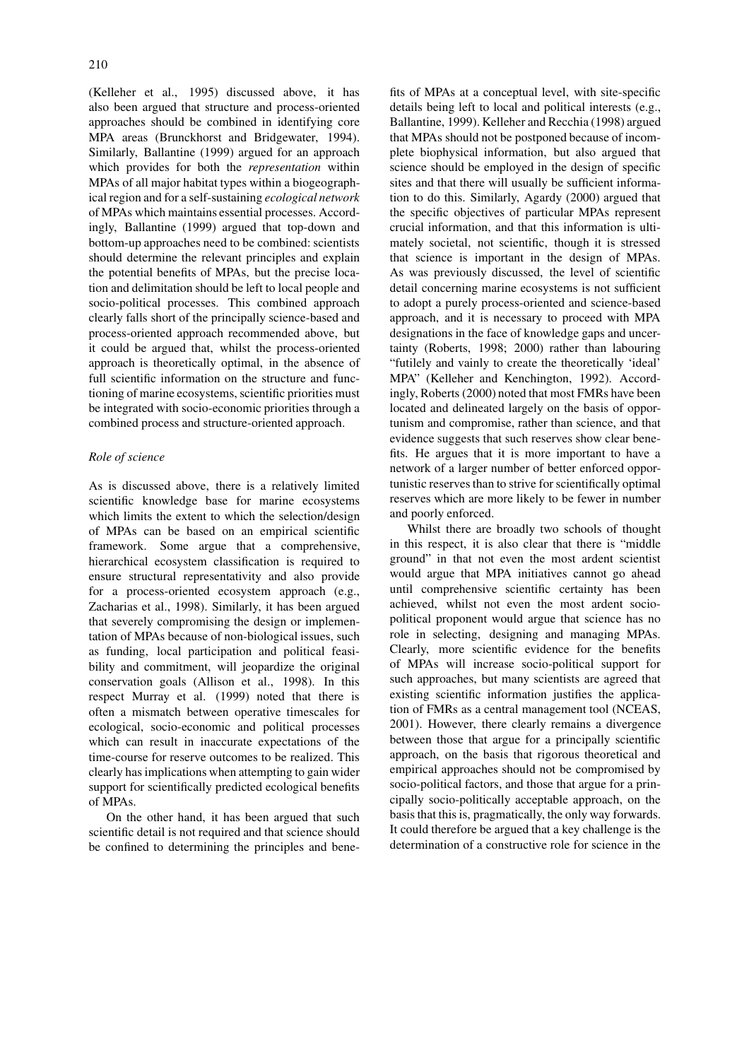(Kelleher et al., 1995) discussed above, it has also been argued that structure and process-oriented approaches should be combined in identifying core MPA areas (Brunckhorst and Bridgewater, 1994). Similarly, Ballantine (1999) argued for an approach which provides for both the *representation* within MPAs of all major habitat types within a biogeographical region and for a self-sustaining *ecological network* of MPAs which maintains essential processes. Accordingly, Ballantine (1999) argued that top-down and bottom-up approaches need to be combined: scientists should determine the relevant principles and explain the potential benefits of MPAs, but the precise location and delimitation should be left to local people and socio-political processes. This combined approach clearly falls short of the principally science-based and process-oriented approach recommended above, but it could be argued that, whilst the process-oriented approach is theoretically optimal, in the absence of full scientific information on the structure and functioning of marine ecosystems, scientific priorities must be integrated with socio-economic priorities through a combined process and structure-oriented approach.

*Role of science*

As is discussed above, there is a relatively limited scientific knowledge base for marine ecosystems which limits the extent to which the selection/design of MPAs can be based on an empirical scientific framework. Some argue that a comprehensive, hierarchical ecosystem classification is required to ensure structural representativity and also provide for a process-oriented ecosystem approach (e.g., Zacharias et al., 1998). Similarly, it has been argued that severely compromising the design or implementation of MPAs because of non-biological issues, such as funding, local participation and political feasibility and commitment, will jeopardize the original conservation goals (Allison et al., 1998). In this respect Murray et al. (1999) noted that there is often a mismatch between operative timescales for ecological, socio-economic and political processes which can result in inaccurate expectations of the time-course for reserve outcomes to be realized. This clearly has implications when attempting to gain wider support for scientifically predicted ecological benefits of MPAs.

On the other hand, it has been argued that such scientific detail is not required and that science should be confined to determining the principles and benefits of MPAs at a conceptual level, with site-specific details being left to local and political interests (e.g., Ballantine, 1999). Kelleher and Recchia (1998) argued that MPAs should not be postponed because of incomplete biophysical information, but also argued that science should be employed in the design of specific sites and that there will usually be sufficient information to do this. Similarly, Agardy (2000) argued that the specific objectives of particular MPAs represent crucial information, and that this information is ultimately societal, not scientific, though it is stressed that science is important in the design of MPAs. As was previously discussed, the level of scientific detail concerning marine ecosystems is not sufficient to adopt a purely process-oriented and science-based approach, and it is necessary to proceed with MPA designations in the face of knowledge gaps and uncertainty (Roberts, 1998; 2000) rather than labouring "futilely and vainly to create the theoretically 'ideal' MPA" (Kelleher and Kenchington, 1992). Accordingly, Roberts (2000) noted that most FMRs have been located and delineated largely on the basis of opportunism and compromise, rather than science, and that evidence suggests that such reserves show clear benefits. He argues that it is more important to have a network of a larger number of better enforced opportunistic reserves than to strive for scientifically optimal reserves which are more likely to be fewer in number and poorly enforced.

Whilst there are broadly two schools of thought in this respect, it is also clear that there is "middle ground" in that not even the most ardent scientist would argue that MPA initiatives cannot go ahead until comprehensive scientific certainty has been achieved, whilst not even the most ardent socio-political proponent would argue that science has no role in selecting, designing and managing MPAs. Clearly, more scientific evidence for the benefits of MPAs will increase socio-political support for such approaches, but many scientists are agreed that existing scientific information justifies the application of FMRs as a central management tool (NCEAS, 2001). However, there clearly remains a divergence between those that argue for a principally scientific approach, on the basis that rigorous theoretical and empirical approaches should not be compromised by socio-political factors, and those that argue for a principally socio-politically acceptable approach, on the basis that this is, pragmatically, the only way forwards. It could therefore be argued that a key challenge is the determination of a constructive role for science in the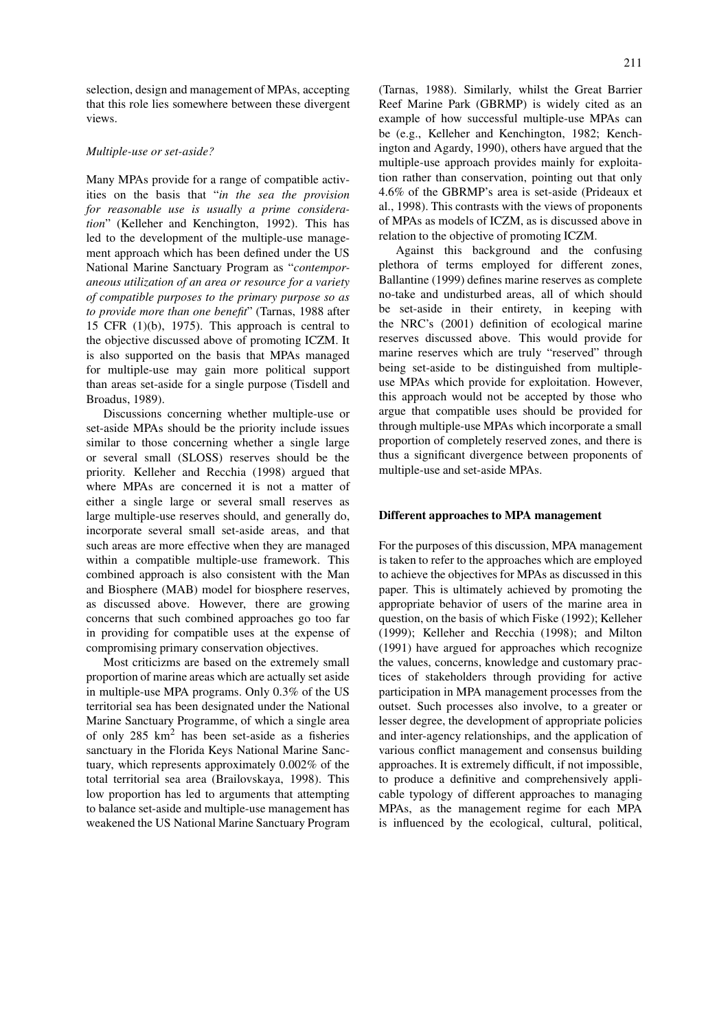selection, design and management of MPAs, accepting that this role lies somewhere between these divergent views.

*Multiple-use or set-aside?*

Many MPAs provide for a range of compatible activities on the basis that "*in the sea the provision for reasonable use is usually a prime consideration*" (Kelleher and Kenchington, 1992). This has led to the development of the multiple-use management approach which has been defined under the US National Marine Sanctuary Program as "*contemporaneous utilization of an area or resource for a variety of compatible purposes to the primary purpose so as to provide more than one benefit*" (Tarnas, 1988 after 15 CFR (1)(b), 1975). This approach is central to the objective discussed above of promoting ICZM. It is also supported on the basis that MPAs managed for multiple-use may gain more political support than areas set-aside for a single purpose (Tisdell and Broadus, 1989).

Discussions concerning whether multiple-use or set-aside MPAs should be the priority include issues similar to those concerning whether a single large or several small (SLOSS) reserves should be the priority. Kelleher and Recchia (1998) argued that where MPAs are concerned it is not a matter of either a single large or several small reserves as large multiple-use reserves should, and generally do, incorporate several small set-aside areas, and that such areas are more effective when they are managed within a compatible multiple-use framework. This combined approach is also consistent with the Man and Biosphere (MAB) model for biosphere reserves, as discussed above. However, there are growing concerns that such combined approaches go too far in providing for compatible uses at the expense of compromising primary conservation objectives.

Most criticizms are based on the extremely small proportion of marine areas which are actually set aside in multiple-use MPA programs. Only 0.3% of the US territorial sea has been designated under the National Marine Sanctuary Programme, of which a single area of only 285 km$^2$ has been set-aside as a fisheries sanctuary in the Florida Keys National Marine Sanctuary, which represents approximately 0.002% of the total territorial sea area (Brailovskaya, 1998). This low proportion has led to arguments that attempting to balance set-aside and multiple-use management has weakened the US National Marine Sanctuary Program (Tarnas, 1988). Similarly, whilst the Great Barrier Reef Marine Park (GBRMP) is widely cited as an example of how successful multiple-use MPAs can be (e.g., Kelleher and Kenchington, 1982; Kenchington and Agardy, 1990), others have argued that the multiple-use approach provides mainly for exploitation rather than conservation, pointing out that only 4.6% of the GBRMP's area is set-aside (Prideaux et al., 1998). This contrasts with the views of proponents of MPAs as models of ICZM, as is discussed above in relation to the objective of promoting ICZM.

Against this background and the confusing plethora of terms employed for different zones, Ballantine (1999) defines marine reserves as complete no-take and undisturbed areas, all of which should be set-aside in their entirety, in keeping with the NRC's (2001) definition of ecological marine reserves discussed above. This would provide for marine reserves which are truly "reserved" through being set-aside to be distinguished from multiple-use MPAs which provide for exploitation. However, this approach would not be accepted by those who argue that compatible uses should be provided for through multiple-use MPAs which incorporate a small proportion of completely reserved zones, and there is thus a significant divergence between proponents of multiple-use and set-aside MPAs.

## Different approaches to MPA management

For the purposes of this discussion, MPA management is taken to refer to the approaches which are employed to achieve the objectives for MPAs as discussed in this paper. This is ultimately achieved by promoting the appropriate behavior of users of the marine area in question, on the basis of which Fiske (1992); Kelleher (1999); Kelleher and Recchia (1998); and Milton (1991) have argued for approaches which recognize the values, concerns, knowledge and customary practices of stakeholders through providing for active participation in MPA management processes from the outset. Such processes also involve, to a greater or lesser degree, the development of appropriate policies and inter-agency relationships, and the application of various conflict management and consensus building approaches. It is extremely difficult, if not impossible, to produce a definitive and comprehensively applicable typology of different approaches to managing MPAs, as the management regime for each MPA is influenced by the ecological, cultural, political,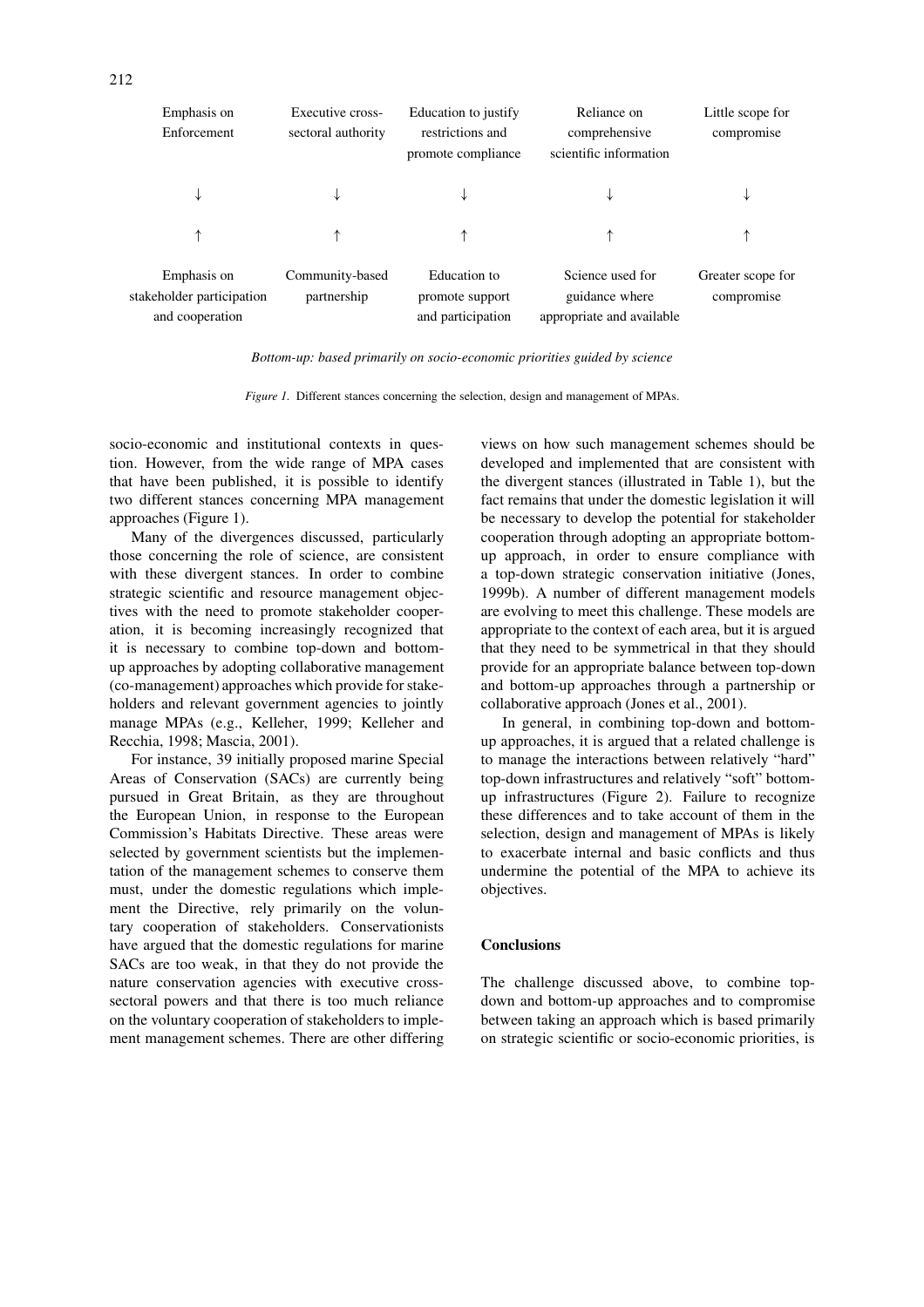| Emphasis on Enforcement | Executive cross-sectoral authority | Education to justify restrictions and promote compliance | Reliance on comprehensive scientific information | Little scope for compromise |
|---|---|---|---|---|
| ↓ | ↓ | ↓ | ↓ | ↓ |
| ↑ | ↑ | ↑ | ↑ | ↑ |
| Emphasis on stakeholder participation and cooperation | Community-based partnership | Education to promote support and participation | Science used for guidance where appropriate and available | Greater scope for compromise |

*Bottom-up: based primarily on socio-economic priorities guided by science*

*Figure 1.* Different stances concerning the selection, design and management of MPAs.

socio-economic and institutional contexts in question. However, from the wide range of MPA cases that have been published, it is possible to identify two different stances concerning MPA management approaches (Figure 1).

Many of the divergences discussed, particularly those concerning the role of science, are consistent with these divergent stances. In order to combine strategic scientific and resource management objectives with the need to promote stakeholder cooperation, it is becoming increasingly recognized that it is necessary to combine top-down and bottom-up approaches by adopting collaborative management (co-management) approaches which provide for stakeholders and relevant government agencies to jointly manage MPAs (e.g., Kelleher, 1999; Kelleher and Recchia, 1998; Mascia, 2001).

For instance, 39 initially proposed marine Special Areas of Conservation (SACs) are currently being pursued in Great Britain, as they are throughout the European Union, in response to the European Commission's Habitats Directive. These areas were selected by government scientists but the implementation of the management schemes to conserve them must, under the domestic regulations which implement the Directive, rely primarily on the voluntary cooperation of stakeholders. Conservationists have argued that the domestic regulations for marine SACs are too weak, in that they do not provide the nature conservation agencies with executive cross-sectoral powers and that there is too much reliance on the voluntary cooperation of stakeholders to implement management schemes. There are other differing views on how such management schemes should be developed and implemented that are consistent with the divergent stances (illustrated in Table 1), but the fact remains that under the domestic legislation it will be necessary to develop the potential for stakeholder cooperation through adopting an appropriate bottom-up approach, in order to ensure compliance with a top-down strategic conservation initiative (Jones, 1999b). A number of different management models are evolving to meet this challenge. These models are appropriate to the context of each area, but it is argued that they need to be symmetrical in that they should provide for an appropriate balance between top-down and bottom-up approaches through a partnership or collaborative approach (Jones et al., 2001).

In general, in combining top-down and bottom-up approaches, it is argued that a related challenge is to manage the interactions between relatively "hard" top-down infrastructures and relatively "soft" bottom-up infrastructures (Figure 2). Failure to recognize these differences and to take account of them in the selection, design and management of MPAs is likely to exacerbate internal and basic conflicts and thus undermine the potential of the MPA to achieve its objectives.

## Conclusions

The challenge discussed above, to combine top-down and bottom-up approaches and to compromise between taking an approach which is based primarily on strategic scientific or socio-economic priorities, is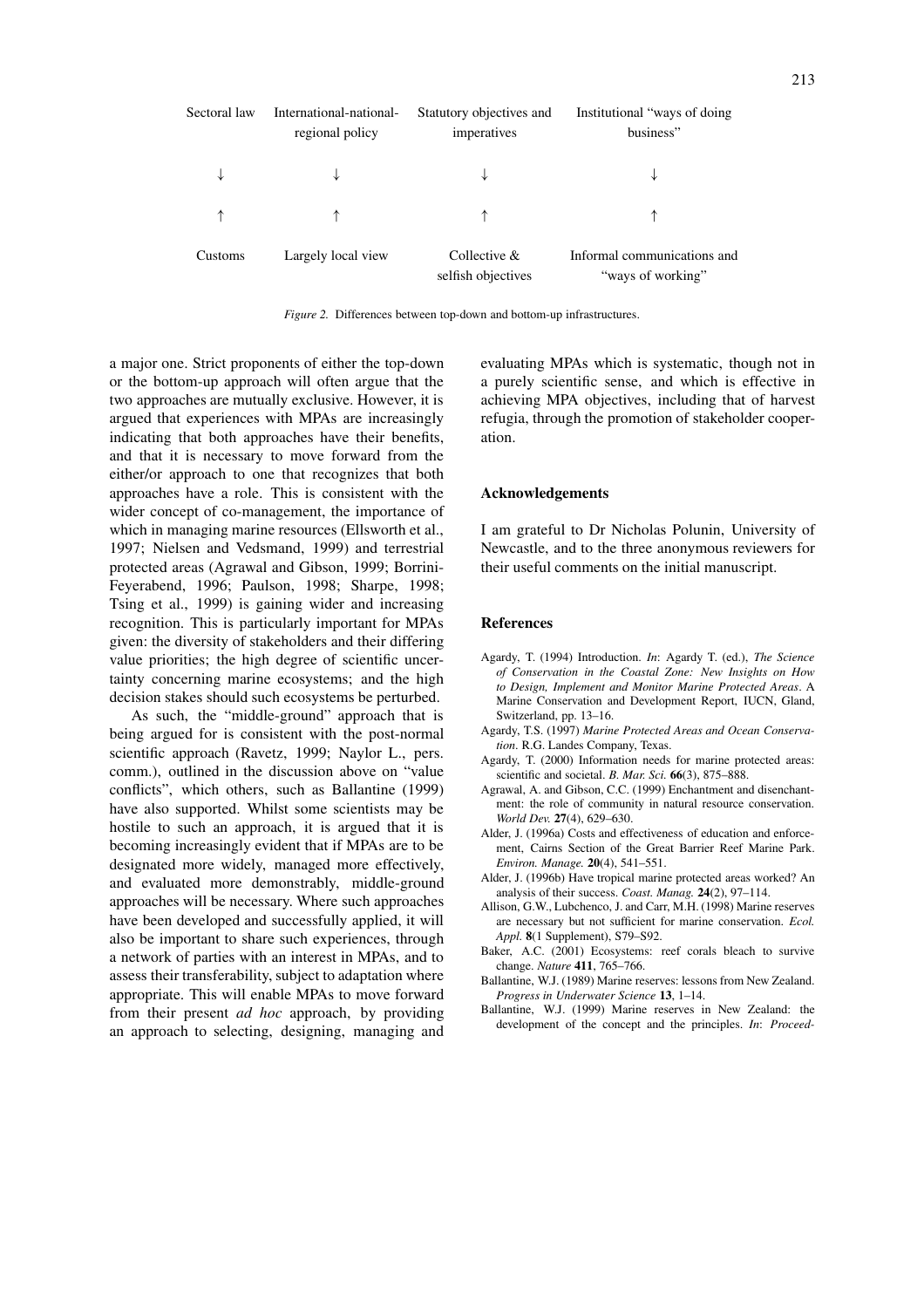| Sectoral law | International-national-regional policy | Statutory objectives and imperatives | Institutional "ways of doing business" |
|---|---|---|---|
| ↓ | ↓ | ↓ | ↓ |
| ↑ | ↑ | ↑ | ↑ |
| Customs | Largely local view | Collective & selfish objectives | Informal communications and "ways of working" |

*Figure 2.* Differences between top-down and bottom-up infrastructures.

a major one. Strict proponents of either the top-down or the bottom-up approach will often argue that the two approaches are mutually exclusive. However, it is argued that experiences with MPAs are increasingly indicating that both approaches have their benefits, and that it is necessary to move forward from the either/or approach to one that recognizes that both approaches have a role. This is consistent with the wider concept of co-management, the importance of which in managing marine resources (Ellsworth et al., 1997; Nielsen and Vedsmand, 1999) and terrestrial protected areas (Agrawal and Gibson, 1999; Borrini-Feyerabend, 1996; Paulson, 1998; Sharpe, 1998; Tsing et al., 1999) is gaining wider and increasing recognition. This is particularly important for MPAs given: the diversity of stakeholders and their differing value priorities; the high degree of scientific uncertainty concerning marine ecosystems; and the high decision stakes should such ecosystems be perturbed.

As such, the "middle-ground" approach that is being argued for is consistent with the post-normal scientific approach (Ravetz, 1999; Naylor L., pers. comm.), outlined in the discussion above on "value conflicts", which others, such as Ballantine (1999) have also supported. Whilst some scientists may be hostile to such an approach, it is argued that it is becoming increasingly evident that if MPAs are to be designated more widely, managed more effectively, and evaluated more demonstrably, middle-ground approaches will be necessary. Where such approaches have been developed and successfully applied, it will also be important to share such experiences, through a network of parties with an interest in MPAs, and to assess their transferability, subject to adaptation where appropriate. This will enable MPAs to move forward from their present *ad hoc* approach, by providing an approach to selecting, designing, managing and evaluating MPAs which is systematic, though not in a purely scientific sense, and which is effective in achieving MPA objectives, including that of harvest refugia, through the promotion of stakeholder cooperation.

## Acknowledgements

I am grateful to Dr Nicholas Polunin, University of Newcastle, and to the three anonymous reviewers for their useful comments on the initial manuscript.

## References

Agardy, T. (1994) Introduction. *In*: Agardy T. (ed.), *The Science of Conservation in the Coastal Zone: New Insights on How to Design, Implement and Monitor Marine Protected Areas*. A Marine Conservation and Development Report, IUCN, Gland, Switzerland, pp. 13–16.

Agardy, T.S. (1997) *Marine Protected Areas and Ocean Conservation*. R.G. Landes Company, Texas.

Agardy, T. (2000) Information needs for marine protected areas: scientific and societal. *B. Mar. Sci.* **66**(3), 875–888.

Agrawal, A. and Gibson, C.C. (1999) Enchantment and disenchantment: the role of community in natural resource conservation. *World Dev.* **27**(4), 629–630.

Alder, J. (1996a) Costs and effectiveness of education and enforcement, Cairns Section of the Great Barrier Reef Marine Park. *Environ. Manage.* **20**(4), 541–551.

Alder, J. (1996b) Have tropical marine protected areas worked? An analysis of their success. *Coast. Manag.* **24**(2), 97–114.

Allison, G.W., Lubchenco, J. and Carr, M.H. (1998) Marine reserves are necessary but not sufficient for marine conservation. *Ecol. Appl.* **8**(1 Supplement), S79–S92.

Baker, A.C. (2001) Ecosystems: reef corals bleach to survive change. *Nature* **411**, 765–766.

Ballantine, W.J. (1989) Marine reserves: lessons from New Zealand. *Progress in Underwater Science* **13**, 1–14.

Ballantine, W.J. (1999) Marine reserves in New Zealand: the development of the concept and the principles. *In*: *Proceed-*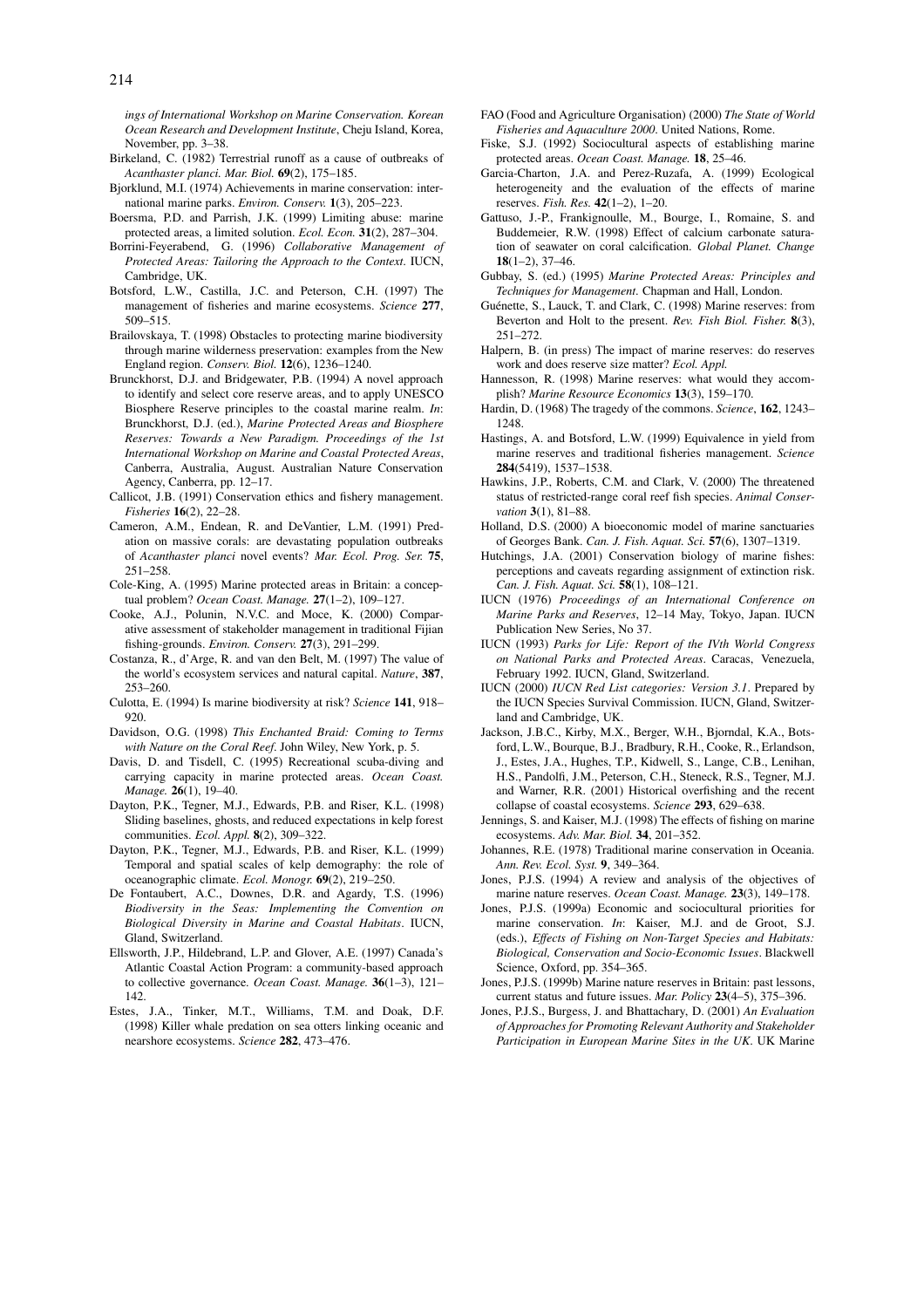*ings of International Workshop on Marine Conservation. Korean Ocean Research and Development Institute*, Cheju Island, Korea, November, pp. 3–38.

Birkeland, C. (1982) Terrestrial runoff as a cause of outbreaks of *Acanthaster planci*. *Mar. Biol.* **69**(2), 175–185.

Bjorklund, M.I. (1974) Achievements in marine conservation: international marine parks. *Environ. Conserv.* **1**(3), 205–223.

Boersma, P.D. and Parrish, J.K. (1999) Limiting abuse: marine protected areas, a limited solution. *Ecol. Econ.* **31**(2), 287–304.

Borrini-Feyerabend, G. (1996) *Collaborative Management of Protected Areas: Tailoring the Approach to the Context*. IUCN, Cambridge, UK.

Botsford, L.W., Castilla, J.C. and Peterson, C.H. (1997) The management of fisheries and marine ecosystems. *Science* **277**, 509–515.

Brailovskaya, T. (1998) Obstacles to protecting marine biodiversity through marine wilderness preservation: examples from the New England region. *Conserv. Biol.* **12**(6), 1236–1240.

Brunckhorst, D.J. and Bridgewater, P.B. (1994) A novel approach to identify and select core reserve areas, and to apply UNESCO Biosphere Reserve principles to the coastal marine realm. *In*: Brunckhorst, D.J. (ed.), *Marine Protected Areas and Biosphere Reserves: Towards a New Paradigm. Proceedings of the 1st International Workshop on Marine and Coastal Protected Areas*, Canberra, Australia, August. Australian Nature Conservation Agency, Canberra, pp. 12–17.

Callicot, J.B. (1991) Conservation ethics and fishery management. *Fisheries* **16**(2), 22–28.

Cameron, A.M., Endean, R. and DeVantier, L.M. (1991) Predation on massive corals: are devastating population outbreaks of *Acanthaster planci* novel events? *Mar. Ecol. Prog. Ser.* **75**, 251–258.

Cole-King, A. (1995) Marine protected areas in Britain: a conceptual problem? *Ocean Coast. Manage.* **27**(1–2), 109–127.

Cooke, A.J., Polunin, N.V.C. and Moce, K. (2000) Comparative assessment of stakeholder management in traditional Fijian fishing-grounds. *Environ. Conserv.* **27**(3), 291–299.

Costanza, R., d'Arge, R. and van den Belt, M. (1997) The value of the world's ecosystem services and natural capital. *Nature*, **387**, 253–260.

Culotta, E. (1994) Is marine biodiversity at risk? *Science* **141**, 918–920.

Davidson, O.G. (1998) *This Enchanted Braid: Coming to Terms with Nature on the Coral Reef*. John Wiley, New York, p. 5.

Davis, D. and Tisdell, C. (1995) Recreational scuba-diving and carrying capacity in marine protected areas. *Ocean Coast. Manage.* **26**(1), 19–40.

Dayton, P.K., Tegner, M.J., Edwards, P.B. and Riser, K.L. (1998) Sliding baselines, ghosts, and reduced expectations in kelp forest communities. *Ecol. Appl.* **8**(2), 309–322.

Dayton, P.K., Tegner, M.J., Edwards, P.B. and Riser, K.L. (1999) Temporal and spatial scales of kelp demography: the role of oceanographic climate. *Ecol. Monogr.* **69**(2), 219–250.

De Fontaubert, A.C., Downes, D.R. and Agardy, T.S. (1996) *Biodiversity in the Seas: Implementing the Convention on Biological Diversity in Marine and Coastal Habitats*. IUCN, Gland, Switzerland.

Ellsworth, J.P., Hildebrand, L.P. and Glover, A.E. (1997) Canada's Atlantic Coastal Action Program: a community-based approach to collective governance. *Ocean Coast. Manage.* **36**(1–3), 121–142.

Estes, J.A., Tinker, M.T., Williams, T.M. and Doak, D.F. (1998) Killer whale predation on sea otters linking oceanic and nearshore ecosystems. *Science* **282**, 473–476.

FAO (Food and Agriculture Organisation) (2000) *The State of World Fisheries and Aquaculture 2000*. United Nations, Rome.

Fiske, S.J. (1992) Sociocultural aspects of establishing marine protected areas. *Ocean Coast. Manage.* **18**, 25–46.

Garcia-Charton, J.A. and Perez-Ruzafa, A. (1999) Ecological heterogeneity and the evaluation of the effects of marine reserves. *Fish. Res.* **42**(1–2), 1–20.

Gattuso, J.-P., Frankignoulle, M., Bourge, I., Romaine, S. and Buddemeier, R.W. (1998) Effect of calcium carbonate saturation of seawater on coral calcification. *Global Planet. Change* **18**(1–2), 37–46.

Gubbay, S. (ed.) (1995) *Marine Protected Areas: Principles and Techniques for Management*. Chapman and Hall, London.

Guénette, S., Lauck, T. and Clark, C. (1998) Marine reserves: from Beverton and Holt to the present. *Rev. Fish Biol. Fisher.* **8**(3), 251–272.

Halpern, B. (in press) The impact of marine reserves: do reserves work and does reserve size matter? *Ecol. Appl.*

Hannesson, R. (1998) Marine reserves: what would they accomplish? *Marine Resource Economics* **13**(3), 159–170.

Hardin, D. (1968) The tragedy of the commons. *Science*, **162**, 1243–1248.

Hastings, A. and Botsford, L.W. (1999) Equivalence in yield from marine reserves and traditional fisheries management. *Science* **284**(5419), 1537–1538.

Hawkins, J.P., Roberts, C.M. and Clark, V. (2000) The threatened status of restricted-range coral reef fish species. *Animal Conservation* **3**(1), 81–88.

Holland, D.S. (2000) A bioeconomic model of marine sanctuaries of Georges Bank. *Can. J. Fish. Aquat. Sci.* **57**(6), 1307–1319.

Hutchings, J.A. (2001) Conservation biology of marine fishes: perceptions and caveats regarding assignment of extinction risk. *Can. J. Fish. Aquat. Sci.* **58**(1), 108–121.

IUCN (1976) *Proceedings of an International Conference on Marine Parks and Reserves*, 12–14 May, Tokyo, Japan. IUCN Publication New Series, No 37.

IUCN (1993) *Parks for Life: Report of the IVth World Congress on National Parks and Protected Areas*. Caracas, Venezuela, February 1992. IUCN, Gland, Switzerland.

IUCN (2000) *IUCN Red List categories: Version 3.1*. Prepared by the IUCN Species Survival Commission. IUCN, Gland, Switzerland and Cambridge, UK.

Jackson, J.B.C., Kirby, M.X., Berger, W.H., Bjorndal, K.A., Botsford, L.W., Bourque, B.J., Bradbury, R.H., Cooke, R., Erlandson, J., Estes, J.A., Hughes, T.P., Kidwell, S., Lange, C.B., Lenihan, H.S., Pandolfi, J.M., Peterson, C.H., Steneck, R.S., Tegner, M.J. and Warner, R.R. (2001) Historical overfishing and the recent collapse of coastal ecosystems. *Science* **293**, 629–638.

Jennings, S. and Kaiser, M.J. (1998) The effects of fishing on marine ecosystems. *Adv. Mar. Biol.* **34**, 201–352.

Johannes, R.E. (1978) Traditional marine conservation in Oceania. *Ann. Rev. Ecol. Syst.* **9**, 349–364.

Jones, P.J.S. (1994) A review and analysis of the objectives of marine nature reserves. *Ocean Coast. Manage.* **23**(3), 149–178.

Jones, P.J.S. (1999a) Economic and sociocultural priorities for marine conservation. *In*: Kaiser, M.J. and de Groot, S.J. (eds.), *Effects of Fishing on Non-Target Species and Habitats: Biological, Conservation and Socio-Economic Issues*. Blackwell Science, Oxford, pp. 354–365.

Jones, P.J.S. (1999b) Marine nature reserves in Britain: past lessons, current status and future issues. *Mar. Policy* **23**(4–5), 375–396.

Jones, P.J.S., Burgess, J. and Bhattachary, D. (2001) *An Evaluation of Approaches for Promoting Relevant Authority and Stakeholder Participation in European Marine Sites in the UK*. UK Marine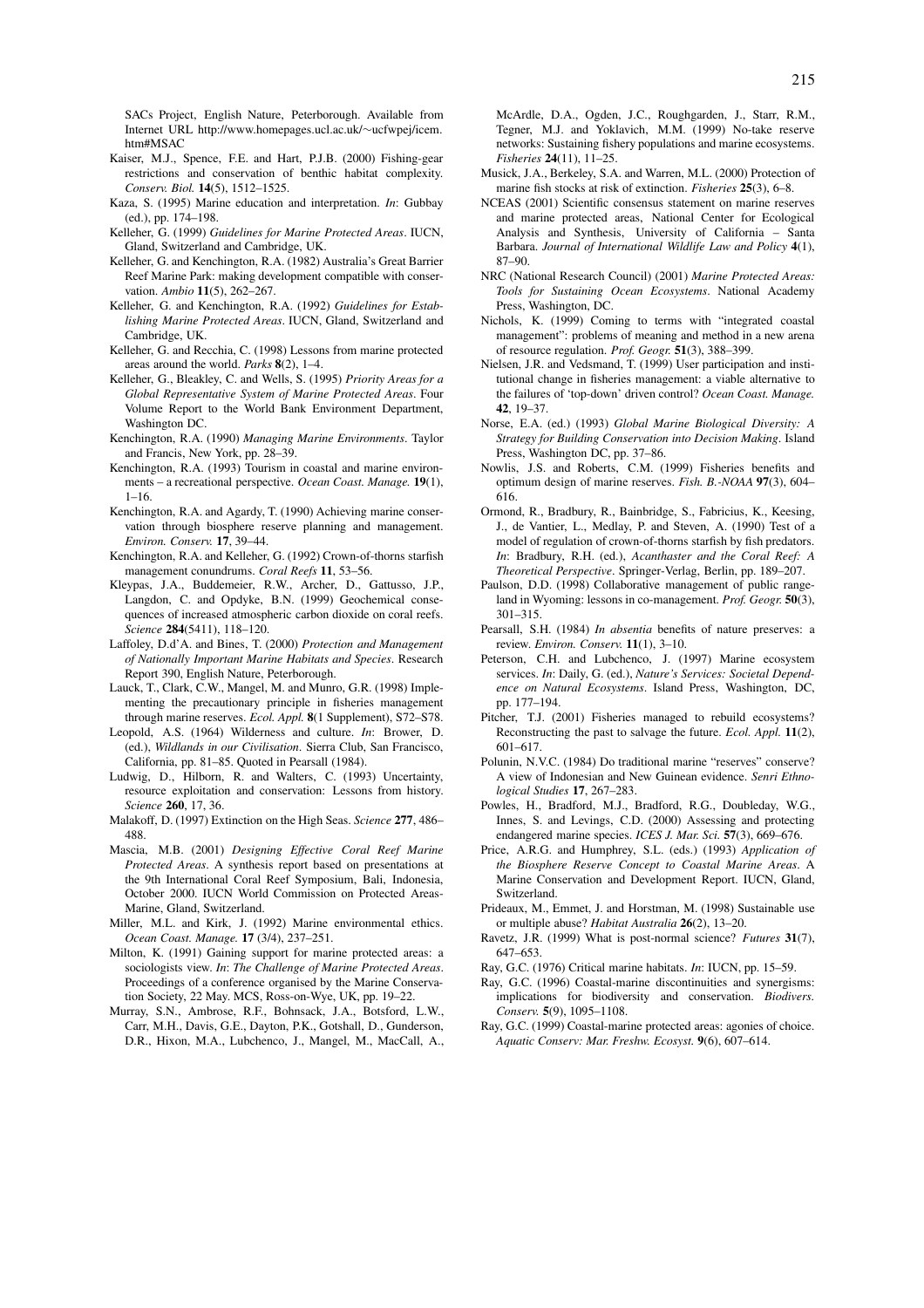SACs Project, English Nature, Peterborough. Available from Internet URL http://www.homepages.ucl.ac.uk/~ucfwpej/icem.htm#MSAC

Kaiser, M.J., Spence, F.E. and Hart, P.J.B. (2000) Fishing-gear restrictions and conservation of benthic habitat complexity. *Conserv. Biol.* **14**(5), 1512–1525.

Kaza, S. (1995) Marine education and interpretation. *In*: Gubbay (ed.), pp. 174–198.

Kelleher, G. (1999) *Guidelines for Marine Protected Areas*. IUCN, Gland, Switzerland and Cambridge, UK.

Kelleher, G. and Kenchington, R.A. (1982) Australia's Great Barrier Reef Marine Park: making development compatible with conservation. *Ambio* **11**(5), 262–267.

Kelleher, G. and Kenchington, R.A. (1992) *Guidelines for Establishing Marine Protected Areas*. IUCN, Gland, Switzerland and Cambridge, UK.

Kelleher, G. and Recchia, C. (1998) Lessons from marine protected areas around the world. *Parks* **8**(2), 1–4.

Kelleher, G., Bleakley, C. and Wells, S. (1995) *Priority Areas for a Global Representative System of Marine Protected Areas*. Four Volume Report to the World Bank Environment Department, Washington DC.

Kenchington, R.A. (1990) *Managing Marine Environments*. Taylor and Francis, New York, pp. 28–39.

Kenchington, R.A. (1993) Tourism in coastal and marine environments – a recreational perspective. *Ocean Coast. Manage.* **19**(1), 1–16.

Kenchington, R.A. and Agardy, T. (1990) Achieving marine conservation through biosphere reserve planning and management. *Environ. Conserv.* **17**, 39–44.

Kenchington, R.A. and Kelleher, G. (1992) Crown-of-thorns starfish management conundrums. *Coral Reefs* **11**, 53–56.

Kleypas, J.A., Buddemeier, R.W., Archer, D., Gattusso, J.P., Langdon, C. and Opdyke, B.N. (1999) Geochemical consequences of increased atmospheric carbon dioxide on coral reefs. *Science* **284**(5411), 118–120.

Laffoley, D.d'A. and Bines, T. (2000) *Protection and Management of Nationally Important Marine Habitats and Species*. Research Report 390, English Nature, Peterborough.

Lauck, T., Clark, C.W., Mangel, M. and Munro, G.R. (1998) Implementing the precautionary principle in fisheries management through marine reserves. *Ecol. Appl.* **8**(1 Supplement), S72–S78.

Leopold, A.S. (1964) Wilderness and culture. *In*: Brower, D. (ed.), *Wildlands in our Civilisation*. Sierra Club, San Francisco, California, pp. 81–85. Quoted in Pearsall (1984).

Ludwig, D., Hilborn, R. and Walters, C. (1993) Uncertainty, resource exploitation and conservation: Lessons from history. *Science* **260**, 17, 36.

Malakoff, D. (1997) Extinction on the High Seas. *Science* **277**, 486–488.

Mascia, M.B. (2001) *Designing Effective Coral Reef Marine Protected Areas*. A synthesis report based on presentations at the 9th International Coral Reef Symposium, Bali, Indonesia, October 2000. IUCN World Commission on Protected Areas-Marine, Gland, Switzerland.

Miller, M.L. and Kirk, J. (1992) Marine environmental ethics. *Ocean Coast. Manage.* **17** (3/4), 237–251.

Milton, K. (1991) Gaining support for marine protected areas: a sociologists view. *In*: *The Challenge of Marine Protected Areas*. Proceedings of a conference organised by the Marine Conservation Society, 22 May. MCS, Ross-on-Wye, UK, pp. 19–22.

Murray, S.N., Ambrose, R.F., Bohnsack, J.A., Botsford, L.W., Carr, M.H., Davis, G.E., Dayton, P.K., Gotshall, D., Gunderson, D.R., Hixon, M.A., Lubchenco, J., Mangel, M., MacCall, A., McArdle, D.A., Ogden, J.C., Roughgarden, J., Starr, R.M., Tegner, M.J. and Yoklavich, M.M. (1999) No-take reserve networks: Sustaining fishery populations and marine ecosystems. *Fisheries* **24**(11), 11–25.

Musick, J.A., Berkeley, S.A. and Warren, M.L. (2000) Protection of marine fish stocks at risk of extinction. *Fisheries* **25**(3), 6–8.

NCEAS (2001) Scientific consensus statement on marine reserves and marine protected areas, National Center for Ecological Analysis and Synthesis, University of California – Santa Barbara. *Journal of International Wildlife Law and Policy* **4**(1), 87–90.

NRC (National Research Council) (2001) *Marine Protected Areas: Tools for Sustaining Ocean Ecosystems*. National Academy Press, Washington, DC.

Nichols, K. (1999) Coming to terms with "integrated coastal management": problems of meaning and method in a new arena of resource regulation. *Prof. Geogr.* **51**(3), 388–399.

Nielsen, J.R. and Vedsmand, T. (1999) User participation and institutional change in fisheries management: a viable alternative to the failures of 'top-down' driven control? *Ocean Coast. Manage.* **42**, 19–37.

Norse, E.A. (ed.) (1993) *Global Marine Biological Diversity: A Strategy for Building Conservation into Decision Making*. Island Press, Washington DC, pp. 37–86.

Nowlis, J.S. and Roberts, C.M. (1999) Fisheries benefits and optimum design of marine reserves. *Fish. B.-NOAA* **97**(3), 604–616.

Ormond, R., Bradbury, R., Bainbridge, S., Fabricius, K., Keesing, J., de Vantier, L., Medlay, P. and Steven, A. (1990) Test of a model of regulation of crown-of-thorns starfish by fish predators. *In*: Bradbury, R.H. (ed.), *Acanthaster and the Coral Reef: A Theoretical Perspective*. Springer-Verlag, Berlin, pp. 189–207.

Paulson, D.D. (1998) Collaborative management of public rangeland in Wyoming: lessons in co-management. *Prof. Geogr.* **50**(3), 301–315.

Pearsall, S.H. (1984) *In absentia* benefits of nature preserves: a review. *Environ. Conserv.* **11**(1), 3–10.

Peterson, C.H. and Lubchenco, J. (1997) Marine ecosystem services. *In*: Daily, G. (ed.), *Nature's Services: Societal Dependence on Natural Ecosystems*. Island Press, Washington, DC, pp. 177–194.

Pitcher, T.J. (2001) Fisheries managed to rebuild ecosystems? Reconstructing the past to salvage the future. *Ecol. Appl.* **11**(2), 601–617.

Polunin, N.V.C. (1984) Do traditional marine "reserves" conserve? A view of Indonesian and New Guinean evidence. *Senri Ethnological Studies* **17**, 267–283.

Powles, H., Bradford, M.J., Bradford, R.G., Doubleday, W.G., Innes, S. and Levings, C.D. (2000) Assessing and protecting endangered marine species. *ICES J. Mar. Sci.* **57**(3), 669–676.

Price, A.R.G. and Humphrey, S.L. (eds.) (1993) *Application of the Biosphere Reserve Concept to Coastal Marine Areas*. A Marine Conservation and Development Report. IUCN, Gland, Switzerland.

Prideaux, M., Emmet, J. and Horstman, M. (1998) Sustainable use or multiple abuse? *Habitat Australia* **26**(2), 13–20.

Ravetz, J.R. (1999) What is post-normal science? *Futures* **31**(7), 647–653.

Ray, G.C. (1976) Critical marine habitats. *In*: IUCN, pp. 15–59.

Ray, G.C. (1996) Coastal-marine discontinuities and synergisms: implications for biodiversity and conservation. *Biodivers. Conserv.* **5**(9), 1095–1108.

Ray, G.C. (1999) Coastal-marine protected areas: agonies of choice. *Aquatic Conserv: Mar. Freshw. Ecosyst.* **9**(6), 607–614.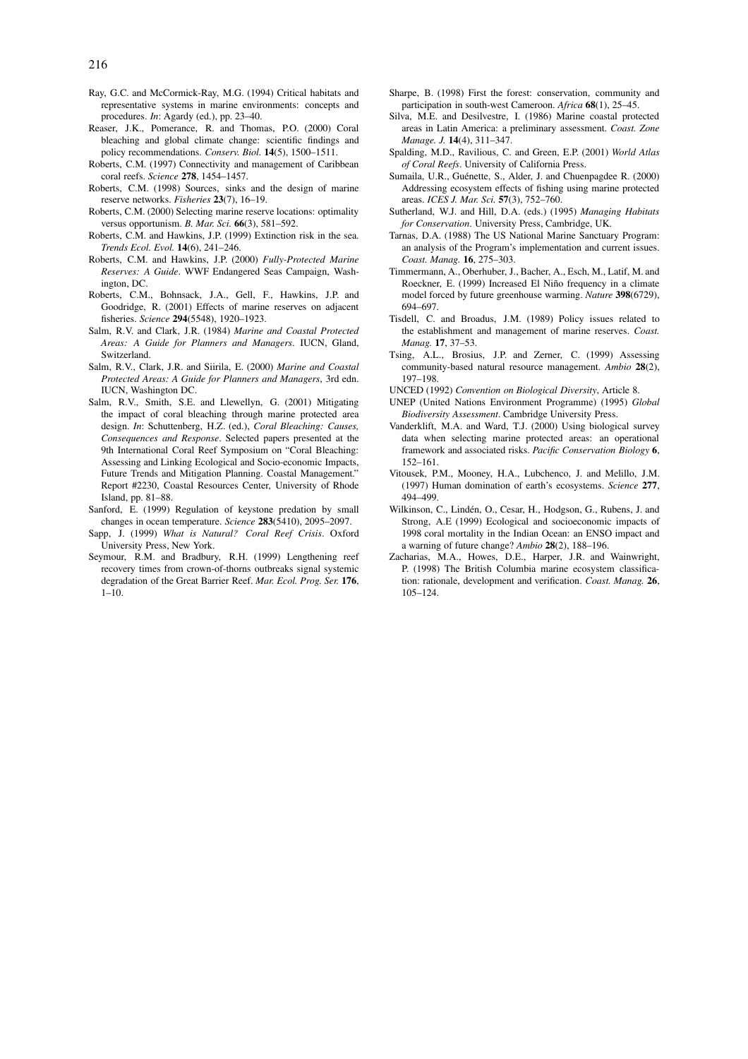Ray, G.C. and McCormick-Ray, M.G. (1994) Critical habitats and representative systems in marine environments: concepts and procedures. *In*: Agardy (ed.), pp. 23–40.

Reaser, J.K., Pomerance, R. and Thomas, P.O. (2000) Coral bleaching and global climate change: scientific findings and policy recommendations. *Conserv. Biol.* **14**(5), 1500–1511.

Roberts, C.M. (1997) Connectivity and management of Caribbean coral reefs. *Science* **278**, 1454–1457.

Roberts, C.M. (1998) Sources, sinks and the design of marine reserve networks. *Fisheries* **23**(7), 16–19.

Roberts, C.M. (2000) Selecting marine reserve locations: optimality versus opportunism. *B. Mar. Sci.* **66**(3), 581–592.

Roberts, C.M. and Hawkins, J.P. (1999) Extinction risk in the sea. *Trends Ecol. Evol.* **14**(6), 241–246.

Roberts, C.M. and Hawkins, J.P. (2000) *Fully-Protected Marine Reserves: A Guide*. WWF Endangered Seas Campaign, Washington, DC.

Roberts, C.M., Bohnsack, J.A., Gell, F., Hawkins, J.P. and Goodridge, R. (2001) Effects of marine reserves on adjacent fisheries. *Science* **294**(5548), 1920–1923.

Salm, R.V. and Clark, J.R. (1984) *Marine and Coastal Protected Areas: A Guide for Planners and Managers*. IUCN, Gland, Switzerland.

Salm, R.V., Clark, J.R. and Siirila, E. (2000) *Marine and Coastal Protected Areas: A Guide for Planners and Managers*, 3rd edn. IUCN, Washington DC.

Salm, R.V., Smith, S.E. and Llewellyn, G. (2001) Mitigating the impact of coral bleaching through marine protected area design. *In*: Schuttenberg, H.Z. (ed.), *Coral Bleaching: Causes, Consequences and Response*. Selected papers presented at the 9th International Coral Reef Symposium on "Coral Bleaching: Assessing and Linking Ecological and Socio-economic Impacts, Future Trends and Mitigation Planning. Coastal Management." Report #2230, Coastal Resources Center, University of Rhode Island, pp. 81–88.

Sanford, E. (1999) Regulation of keystone predation by small changes in ocean temperature. *Science* **283**(5410), 2095–2097.

Sapp, J. (1999) *What is Natural? Coral Reef Crisis*. Oxford University Press, New York.

Seymour, R.M. and Bradbury, R.H. (1999) Lengthening reef recovery times from crown-of-thorns outbreaks signal systemic degradation of the Great Barrier Reef. *Mar. Ecol. Prog. Ser.* **176**, 1–10.

Sharpe, B. (1998) First the forest: conservation, community and participation in south-west Cameroon. *Africa* **68**(1), 25–45.

Silva, M.E. and Desilvestre, I. (1986) Marine coastal protected areas in Latin America: a preliminary assessment. *Coast. Zone Manage. J.* **14**(4), 311–347.

Spalding, M.D., Ravilious, C. and Green, E.P. (2001) *World Atlas of Coral Reefs*. University of California Press.

Sumaila, U.R., Guénette, S., Alder, J. and Chuenpagdee R. (2000) Addressing ecosystem effects of fishing using marine protected areas. *ICES J. Mar. Sci.* **57**(3), 752–760.

Sutherland, W.J. and Hill, D.A. (eds.) (1995) *Managing Habitats for Conservation*. University Press, Cambridge, UK.

Tarnas, D.A. (1988) The US National Marine Sanctuary Program: an analysis of the Program's implementation and current issues. *Coast. Manag.* **16**, 275–303.

Timmermann, A., Oberhuber, J., Bacher, A., Esch, M., Latif, M. and Roeckner, E. (1999) Increased El Niño frequency in a climate model forced by future greenhouse warming. *Nature* **398**(6729), 694–697.

Tisdell, C. and Broadus, J.M. (1989) Policy issues related to the establishment and management of marine reserves. *Coast. Manag.* **17**, 37–53.

Tsing, A.L., Brosius, J.P. and Zerner, C. (1999) Assessing community-based natural resource management. *Ambio* **28**(2), 197–198.

UNCED (1992) *Convention on Biological Diversity*, Article 8.

UNEP (United Nations Environment Programme) (1995) *Global Biodiversity Assessment*. Cambridge University Press.

Vanderklift, M.A. and Ward, T.J. (2000) Using biological survey data when selecting marine protected areas: an operational framework and associated risks. *Pacific Conservation Biology* **6**, 152–161.

Vitousek, P.M., Mooney, H.A., Lubchenco, J. and Melillo, J.M. (1997) Human domination of earth's ecosystems. *Science* **277**, 494–499.

Wilkinson, C., Lindén, O., Cesar, H., Hodgson, G., Rubens, J. and Strong, A.E (1999) Ecological and socioeconomic impacts of 1998 coral mortality in the Indian Ocean: an ENSO impact and a warning of future change? *Ambio* **28**(2), 188–196.

Zacharias, M.A., Howes, D.E., Harper, J.R. and Wainwright, P. (1998) The British Columbia marine ecosystem classification: rationale, development and verification. *Coast. Manag.* **26**, 105–124.